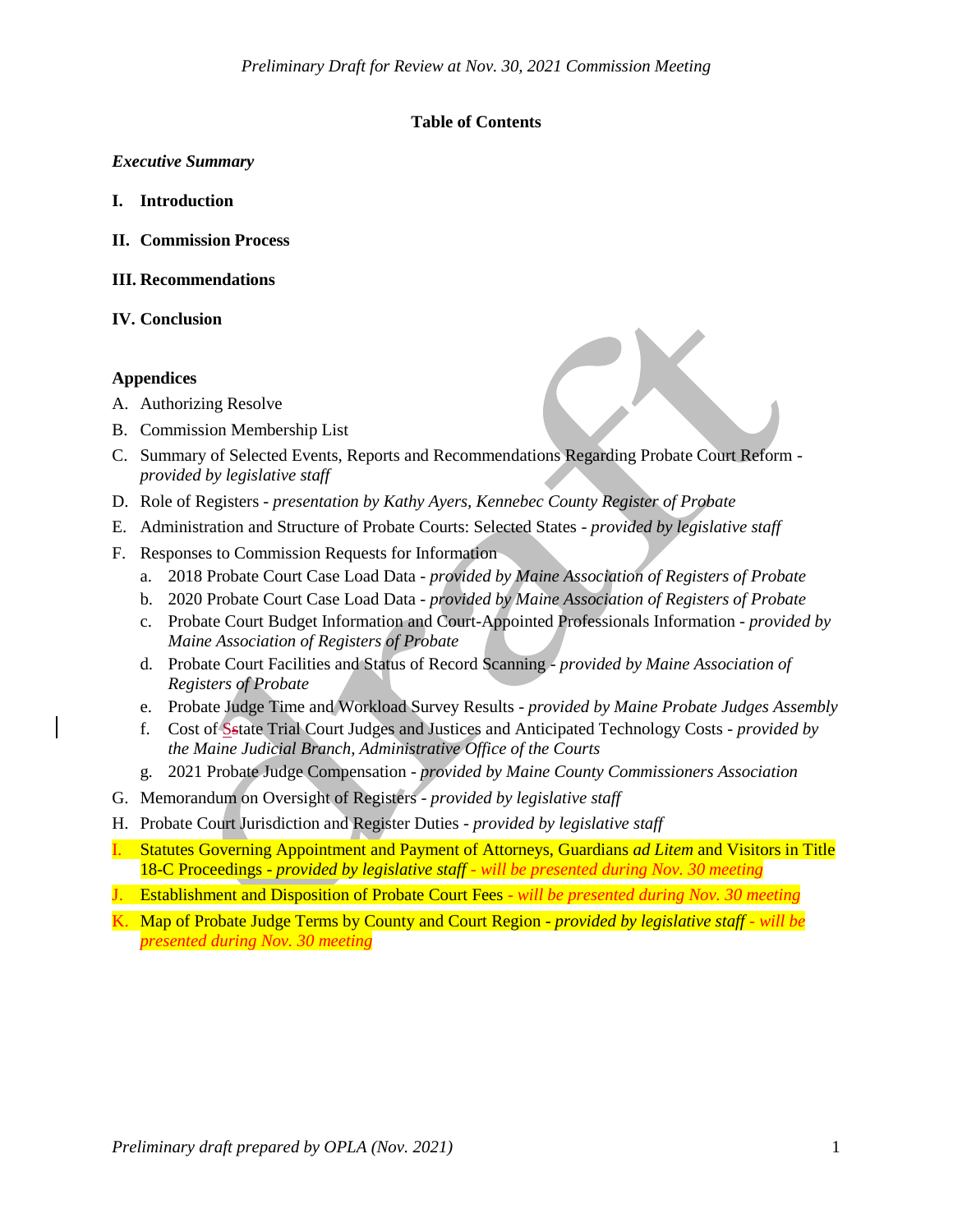## Table of Contents

***Executive Summary***

**I. Introduction**

**II. Commission Process**

**III. Recommendations**

**IV. Conclusion**

**Appendices**

A. Authorizing Resolve
B. Commission Membership List
C. Summary of Selected Events, Reports and Recommendations Regarding Probate Court Reform - *provided by legislative staff*
D. Role of Registers - *presentation by Kathy Ayers, Kennebec County Register of Probate*
E. Administration and Structure of Probate Courts: Selected States - *provided by legislative staff*
F. Responses to Commission Requests for Information
   a. 2018 Probate Court Case Load Data - *provided by Maine Association of Registers of Probate*
   b. 2020 Probate Court Case Load Data - *provided by Maine Association of Registers of Probate*
   c. Probate Court Budget Information and Court-Appointed Professionals Information - *provided by Maine Association of Registers of Probate*
   d. Probate Court Facilities and Status of Record Scanning - *provided by Maine Association of Registers of Probate*
   e. Probate Judge Time and Workload Survey Results - *provided by Maine Probate Judges Assembly*
   f. Cost of State Trial Court Judges and Justices and Anticipated Technology Costs - *provided by the Maine Judicial Branch, Administrative Office of the Courts*
   g. 2021 Probate Judge Compensation - *provided by Maine County Commissioners Association*
G. Memorandum on Oversight of Registers - *provided by legislative staff*
H. Probate Court Jurisdiction and Register Duties - *provided by legislative staff*
I. Statutes Governing Appointment and Payment of Attorneys, Guardians *ad Litem* and Visitors in Title 18-C Proceedings - *provided by legislative staff - will be presented during Nov. 30 meeting*
J. Establishment and Disposition of Probate Court Fees *- will be presented during Nov. 30 meeting*
K. Map of Probate Judge Terms by County and Court Region - *provided by legislative staff - will be presented during Nov. 30 meeting*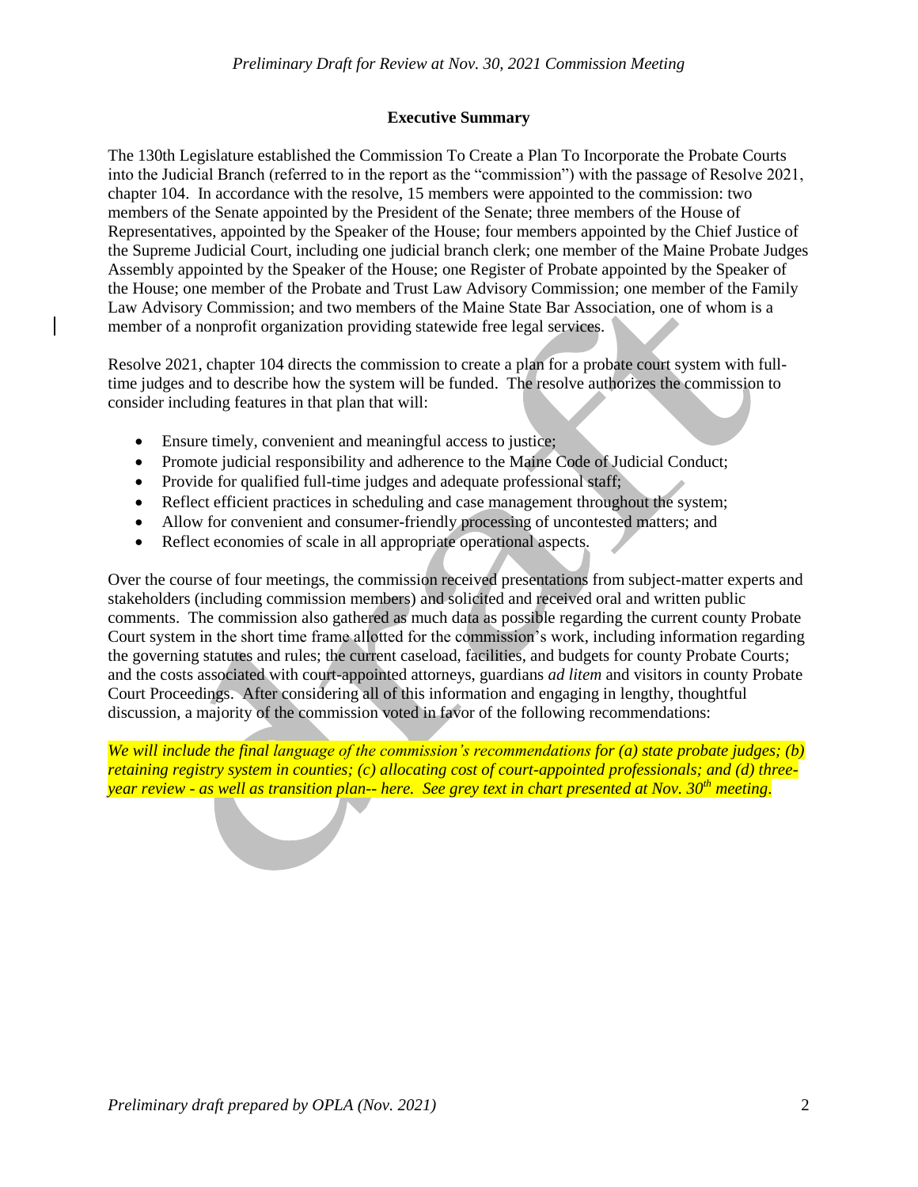**Executive Summary**

The 130th Legislature established the Commission To Create a Plan To Incorporate the Probate Courts into the Judicial Branch (referred to in the report as the "commission") with the passage of Resolve 2021, chapter 104. In accordance with the resolve, 15 members were appointed to the commission: two members of the Senate appointed by the President of the Senate; three members of the House of Representatives, appointed by the Speaker of the House; four members appointed by the Chief Justice of the Supreme Judicial Court, including one judicial branch clerk; one member of the Maine Probate Judges Assembly appointed by the Speaker of the House; one Register of Probate appointed by the Speaker of the House; one member of the Probate and Trust Law Advisory Commission; one member of the Family Law Advisory Commission; and two members of the Maine State Bar Association, one of whom is a member of a nonprofit organization providing statewide free legal services.

Resolve 2021, chapter 104 directs the commission to create a plan for a probate court system with full-time judges and to describe how the system will be funded. The resolve authorizes the commission to consider including features in that plan that will:

- Ensure timely, convenient and meaningful access to justice;
- Promote judicial responsibility and adherence to the Maine Code of Judicial Conduct;
- Provide for qualified full-time judges and adequate professional staff;
- Reflect efficient practices in scheduling and case management throughout the system;
- Allow for convenient and consumer-friendly processing of uncontested matters; and
- Reflect economies of scale in all appropriate operational aspects.

Over the course of four meetings, the commission received presentations from subject-matter experts and stakeholders (including commission members) and solicited and received oral and written public comments. The commission also gathered as much data as possible regarding the current county Probate Court system in the short time frame allotted for the commission's work, including information regarding the governing statutes and rules; the current caseload, facilities, and budgets for county Probate Courts; and the costs associated with court-appointed attorneys, guardians *ad litem* and visitors in county Probate Court Proceedings. After considering all of this information and engaging in lengthy, thoughtful discussion, a majority of the commission voted in favor of the following recommendations:

*We will include the final language of the commission's recommendations for (a) state probate judges; (b) retaining registry system in counties; (c) allocating cost of court-appointed professionals; and (d) three-year review - as well as transition plan-- here. See grey text in chart presented at Nov. 30th meeting.*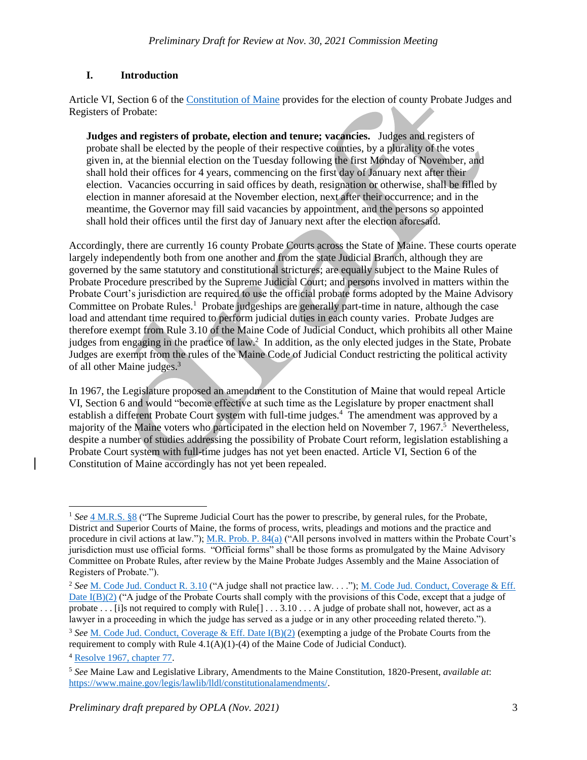## I. Introduction

Article VI, Section 6 of the [Constitution of Maine](#) provides for the election of county Probate Judges and Registers of Probate:

> **Judges and registers of probate, election and tenure; vacancies.** Judges and registers of probate shall be elected by the people of their respective counties, by a plurality of the votes given in, at the biennial election on the Tuesday following the first Monday of November, and shall hold their offices for 4 years, commencing on the first day of January next after their election. Vacancies occurring in said offices by death, resignation or otherwise, shall be filled by election in manner aforesaid at the November election, next after their occurrence; and in the meantime, the Governor may fill said vacancies by appointment, and the persons so appointed shall hold their offices until the first day of January next after the election aforesaid.

Accordingly, there are currently 16 county Probate Courts across the State of Maine. These courts operate largely independently both from one another and from the state Judicial Branch, although they are governed by the same statutory and constitutional strictures; are equally subject to the Maine Rules of Probate Procedure prescribed by the Supreme Judicial Court; and persons involved in matters within the Probate Court's jurisdiction are required to use the official probate forms adopted by the Maine Advisory Committee on Probate Rules.[1] Probate judgeships are generally part-time in nature, although the case load and attendant time required to perform judicial duties in each county varies. Probate Judges are therefore exempt from Rule 3.10 of the Maine Code of Judicial Conduct, which prohibits all other Maine judges from engaging in the practice of law.[2] In addition, as the only elected judges in the State, Probate Judges are exempt from the rules of the Maine Code of Judicial Conduct restricting the political activity of all other Maine judges.[3]

In 1967, the Legislature proposed an amendment to the Constitution of Maine that would repeal Article VI, Section 6 and would "become effective at such time as the Legislature by proper enactment shall establish a different Probate Court system with full-time judges.[4] The amendment was approved by a majority of the Maine voters who participated in the election held on November 7, 1967.[5] Nevertheless, despite a number of studies addressing the possibility of Probate Court reform, legislation establishing a Probate Court system with full-time judges has not yet been enacted. Article VI, Section 6 of the Constitution of Maine accordingly has not yet been repealed.

---

[1] *See* 4 M.R.S. §8 ("The Supreme Judicial Court has the power to prescribe, by general rules, for the Probate, District and Superior Courts of Maine, the forms of process, writs, pleadings and motions and the practice and procedure in civil actions at law."); M.R. Prob. P. 84(a) ("All persons involved in matters within the Probate Court's jurisdiction must use official forms. "Official forms" shall be those forms as promulgated by the Maine Advisory Committee on Probate Rules, after review by the Maine Probate Judges Assembly and the Maine Association of Registers of Probate.").

[2] *See* M. Code Jud. Conduct R. 3.10 ("A judge shall not practice law. . . ."); M. Code Jud. Conduct, Coverage & Eff. Date I(B)(2) ("A judge of the Probate Courts shall comply with the provisions of this Code, except that a judge of probate . . . [i]s not required to comply with Rule[] . . . 3.10 . . . A judge of probate shall not, however, act as a lawyer in a proceeding in which the judge has served as a judge or in any other proceeding related thereto.").

[3] *See* M. Code Jud. Conduct, Coverage & Eff. Date I(B)(2) (exempting a judge of the Probate Courts from the requirement to comply with Rule 4.1(A)(1)-(4) of the Maine Code of Judicial Conduct).

[4] Resolve 1967, chapter 77.

[5] *See* Maine Law and Legislative Library, Amendments to the Maine Constitution, 1820-Present, *available at*: https://www.maine.gov/legis/lawlib/lldl/constitutionalamendments/.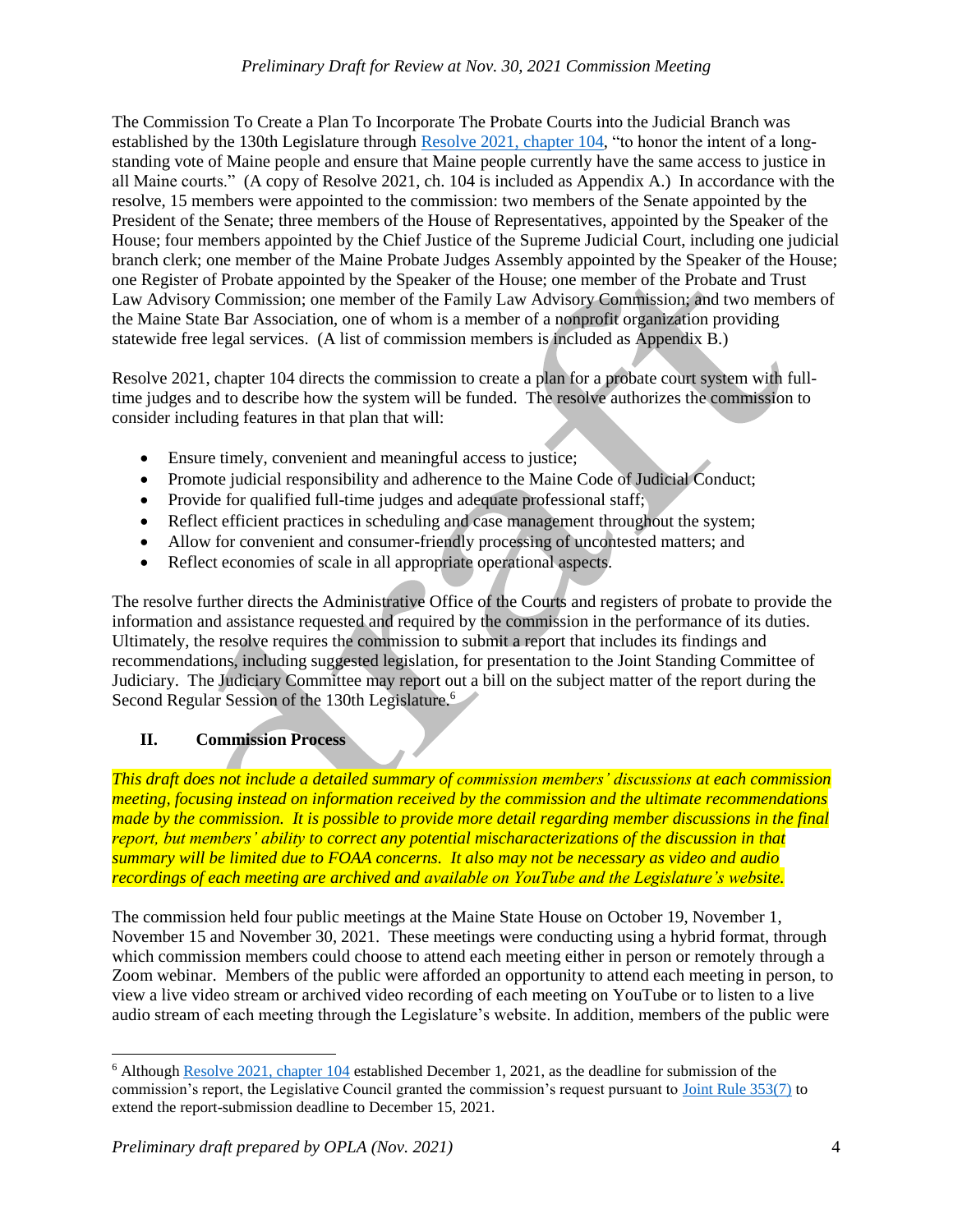The Commission To Create a Plan To Incorporate The Probate Courts into the Judicial Branch was established by the 130th Legislature through Resolve 2021, chapter 104, "to honor the intent of a long-standing vote of Maine people and ensure that Maine people currently have the same access to justice in all Maine courts." (A copy of Resolve 2021, ch. 104 is included as Appendix A.) In accordance with the resolve, 15 members were appointed to the commission: two members of the Senate appointed by the President of the Senate; three members of the House of Representatives, appointed by the Speaker of the House; four members appointed by the Chief Justice of the Supreme Judicial Court, including one judicial branch clerk; one member of the Maine Probate Judges Assembly appointed by the Speaker of the House; one Register of Probate appointed by the Speaker of the House; one member of the Probate and Trust Law Advisory Commission; one member of the Family Law Advisory Commission; and two members of the Maine State Bar Association, one of whom is a member of a nonprofit organization providing statewide free legal services. (A list of commission members is included as Appendix B.)

Resolve 2021, chapter 104 directs the commission to create a plan for a probate court system with full-time judges and to describe how the system will be funded. The resolve authorizes the commission to consider including features in that plan that will:

- Ensure timely, convenient and meaningful access to justice;
- Promote judicial responsibility and adherence to the Maine Code of Judicial Conduct;
- Provide for qualified full-time judges and adequate professional staff;
- Reflect efficient practices in scheduling and case management throughout the system;
- Allow for convenient and consumer-friendly processing of uncontested matters; and
- Reflect economies of scale in all appropriate operational aspects.

The resolve further directs the Administrative Office of the Courts and registers of probate to provide the information and assistance requested and required by the commission in the performance of its duties. Ultimately, the resolve requires the commission to submit a report that includes its findings and recommendations, including suggested legislation, for presentation to the Joint Standing Committee of Judiciary. The Judiciary Committee may report out a bill on the subject matter of the report during the Second Regular Session of the 130th Legislature.[6]

## II. Commission Process

*This draft does not include a detailed summary of commission members' discussions at each commission meeting, focusing instead on information received by the commission and the ultimate recommendations made by the commission. It is possible to provide more detail regarding member discussions in the final report, but members' ability to correct any potential mischaracterizations of the discussion in that summary will be limited due to FOAA concerns. It also may not be necessary as video and audio recordings of each meeting are archived and available on YouTube and the Legislature's website.*

The commission held four public meetings at the Maine State House on October 19, November 1, November 15 and November 30, 2021. These meetings were conducting using a hybrid format, through which commission members could choose to attend each meeting either in person or remotely through a Zoom webinar. Members of the public were afforded an opportunity to attend each meeting in person, to view a live video stream or archived video recording of each meeting on YouTube or to listen to a live audio stream of each meeting through the Legislature's website. In addition, members of the public were

---

[6] Although Resolve 2021, chapter 104 established December 1, 2021, as the deadline for submission of the commission's report, the Legislative Council granted the commission's request pursuant to Joint Rule 353(7) to extend the report-submission deadline to December 15, 2021.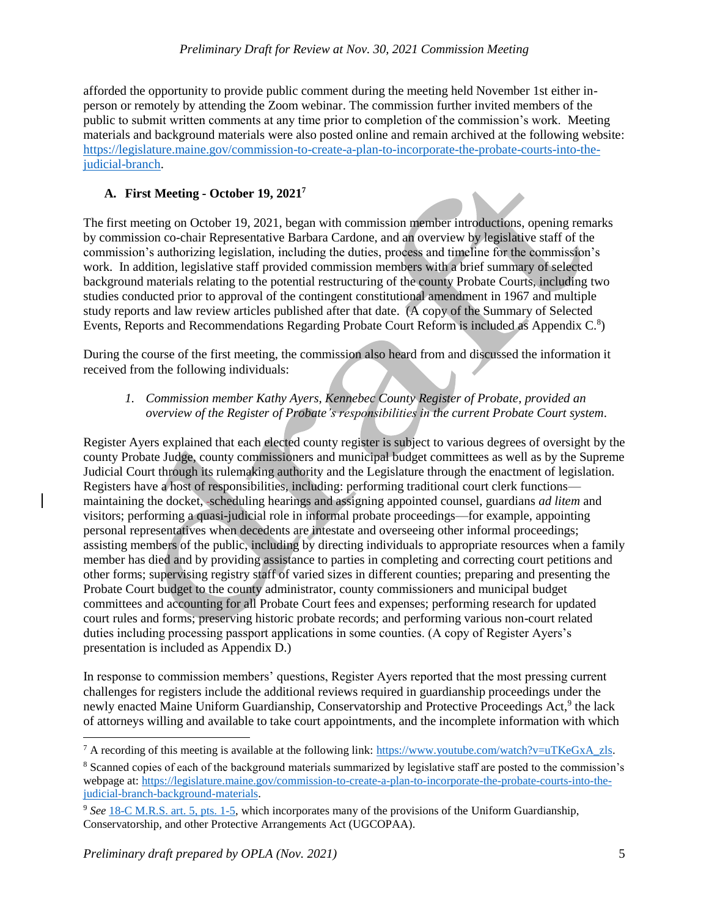afforded the opportunity to provide public comment during the meeting held November 1st either in-person or remotely by attending the Zoom webinar. The commission further invited members of the public to submit written comments at any time prior to completion of the commission's work. Meeting materials and background materials were also posted online and remain archived at the following website: https://legislature.maine.gov/commission-to-create-a-plan-to-incorporate-the-probate-courts-into-the-judicial-branch.

### A. First Meeting - October 19, 2021[7]

The first meeting on October 19, 2021, began with commission member introductions, opening remarks by commission co-chair Representative Barbara Cardone, and an overview by legislative staff of the commission's authorizing legislation, including the duties, process and timeline for the commission's work. In addition, legislative staff provided commission members with a brief summary of selected background materials relating to the potential restructuring of the county Probate Courts, including two studies conducted prior to approval of the contingent constitutional amendment in 1967 and multiple study reports and law review articles published after that date. (A copy of the Summary of Selected Events, Reports and Recommendations Regarding Probate Court Reform is included as Appendix C.[8])

During the course of the first meeting, the commission also heard from and discussed the information it received from the following individuals:

1. *Commission member Kathy Ayers, Kennebec County Register of Probate, provided an overview of the Register of Probate's responsibilities in the current Probate Court system.*

Register Ayers explained that each elected county register is subject to various degrees of oversight by the county Probate Judge, county commissioners and municipal budget committees as well as by the Supreme Judicial Court through its rulemaking authority and the Legislature through the enactment of legislation. Registers have a host of responsibilities, including: performing traditional court clerk functions—maintaining the docket, scheduling hearings and assigning appointed counsel, guardians *ad litem* and visitors; performing a quasi-judicial role in informal probate proceedings—for example, appointing personal representatives when decedents are intestate and overseeing other informal proceedings; assisting members of the public, including by directing individuals to appropriate resources when a family member has died and by providing assistance to parties in completing and correcting court petitions and other forms; supervising registry staff of varied sizes in different counties; preparing and presenting the Probate Court budget to the county administrator, county commissioners and municipal budget committees and accounting for all Probate Court fees and expenses; performing research for updated court rules and forms; preserving historic probate records; and performing various non-court related duties including processing passport applications in some counties. (A copy of Register Ayers's presentation is included as Appendix D.)

In response to commission members' questions, Register Ayers reported that the most pressing current challenges for registers include the additional reviews required in guardianship proceedings under the newly enacted Maine Uniform Guardianship, Conservatorship and Protective Proceedings Act,[9] the lack of attorneys willing and available to take court appointments, and the incomplete information with which

---

[7] A recording of this meeting is available at the following link: https://www.youtube.com/watch?v=uTKeGxA_zls.

[8] Scanned copies of each of the background materials summarized by legislative staff are posted to the commission's webpage at: https://legislature.maine.gov/commission-to-create-a-plan-to-incorporate-the-probate-courts-into-the-judicial-branch-background-materials.

[9] *See* 18-C M.R.S. art. 5, pts. 1-5, which incorporates many of the provisions of the Uniform Guardianship, Conservatorship, and other Protective Arrangements Act (UGCOPAA).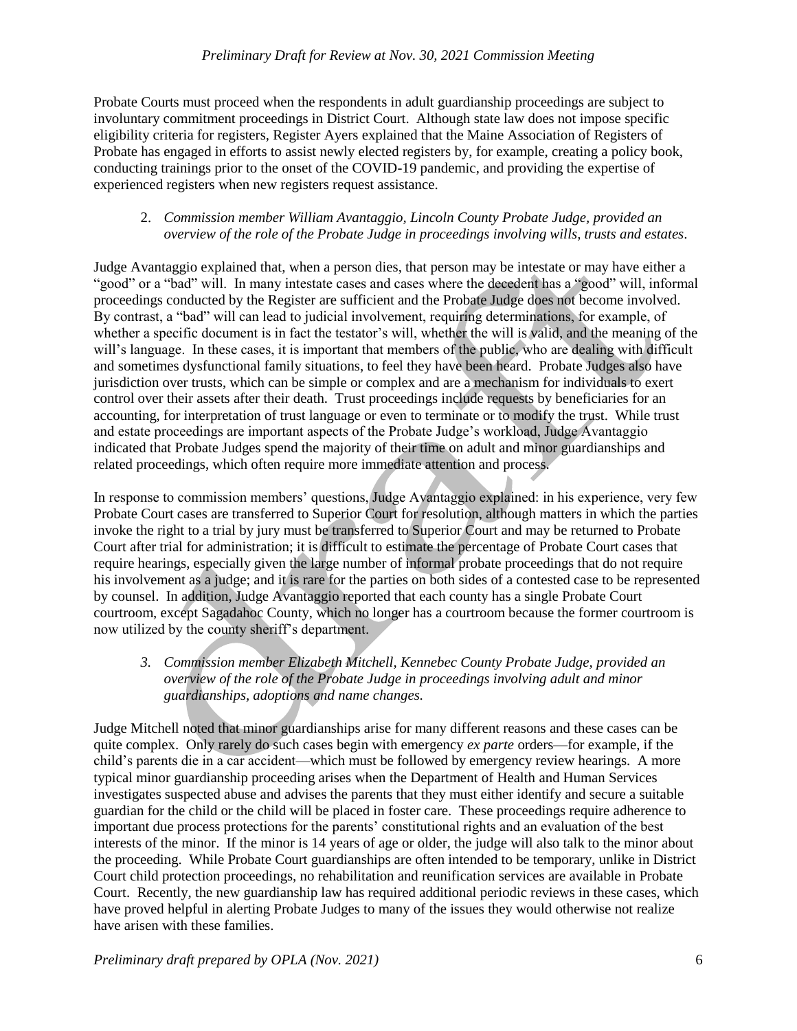Probate Courts must proceed when the respondents in adult guardianship proceedings are subject to involuntary commitment proceedings in District Court. Although state law does not impose specific eligibility criteria for registers, Register Ayers explained that the Maine Association of Registers of Probate has engaged in efforts to assist newly elected registers by, for example, creating a policy book, conducting trainings prior to the onset of the COVID-19 pandemic, and providing the expertise of experienced registers when new registers request assistance.

2. *Commission member William Avantaggio, Lincoln County Probate Judge, provided an overview of the role of the Probate Judge in proceedings involving wills, trusts and estates.*

Judge Avantaggio explained that, when a person dies, that person may be intestate or may have either a "good" or a "bad" will. In many intestate cases and cases where the decedent has a "good" will, informal proceedings conducted by the Register are sufficient and the Probate Judge does not become involved. By contrast, a "bad" will can lead to judicial involvement, requiring determinations, for example, of whether a specific document is in fact the testator's will, whether the will is valid, and the meaning of the will's language. In these cases, it is important that members of the public, who are dealing with difficult and sometimes dysfunctional family situations, to feel they have been heard. Probate Judges also have jurisdiction over trusts, which can be simple or complex and are a mechanism for individuals to exert control over their assets after their death. Trust proceedings include requests by beneficiaries for an accounting, for interpretation of trust language or even to terminate or to modify the trust. While trust and estate proceedings are important aspects of the Probate Judge's workload, Judge Avantaggio indicated that Probate Judges spend the majority of their time on adult and minor guardianships and related proceedings, which often require more immediate attention and process.

In response to commission members' questions, Judge Avantaggio explained: in his experience, very few Probate Court cases are transferred to Superior Court for resolution, although matters in which the parties invoke the right to a trial by jury must be transferred to Superior Court and may be returned to Probate Court after trial for administration; it is difficult to estimate the percentage of Probate Court cases that require hearings, especially given the large number of informal probate proceedings that do not require his involvement as a judge; and it is rare for the parties on both sides of a contested case to be represented by counsel. In addition, Judge Avantaggio reported that each county has a single Probate Court courtroom, except Sagadahoc County, which no longer has a courtroom because the former courtroom is now utilized by the county sheriff's department.

3. *Commission member Elizabeth Mitchell, Kennebec County Probate Judge, provided an overview of the role of the Probate Judge in proceedings involving adult and minor guardianships, adoptions and name changes.*

Judge Mitchell noted that minor guardianships arise for many different reasons and these cases can be quite complex. Only rarely do such cases begin with emergency *ex parte* orders—for example, if the child's parents die in a car accident—which must be followed by emergency review hearings. A more typical minor guardianship proceeding arises when the Department of Health and Human Services investigates suspected abuse and advises the parents that they must either identify and secure a suitable guardian for the child or the child will be placed in foster care. These proceedings require adherence to important due process protections for the parents' constitutional rights and an evaluation of the best interests of the minor. If the minor is 14 years of age or older, the judge will also talk to the minor about the proceeding. While Probate Court guardianships are often intended to be temporary, unlike in District Court child protection proceedings, no rehabilitation and reunification services are available in Probate Court. Recently, the new guardianship law has required additional periodic reviews in these cases, which have proved helpful in alerting Probate Judges to many of the issues they would otherwise not realize have arisen with these families.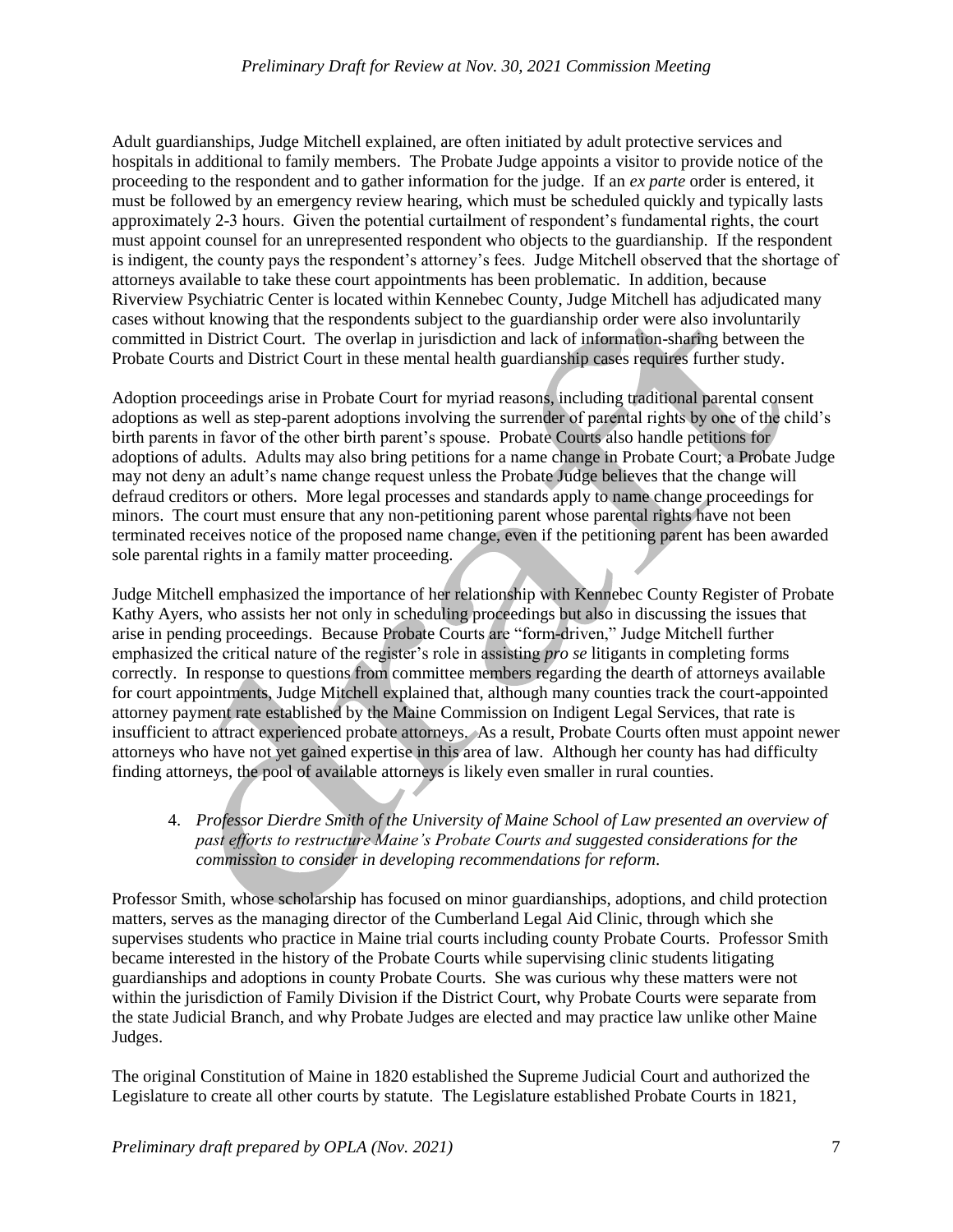Adult guardianships, Judge Mitchell explained, are often initiated by adult protective services and hospitals in additional to family members. The Probate Judge appoints a visitor to provide notice of the proceeding to the respondent and to gather information for the judge. If an *ex parte* order is entered, it must be followed by an emergency review hearing, which must be scheduled quickly and typically lasts approximately 2-3 hours. Given the potential curtailment of respondent's fundamental rights, the court must appoint counsel for an unrepresented respondent who objects to the guardianship. If the respondent is indigent, the county pays the respondent's attorney's fees. Judge Mitchell observed that the shortage of attorneys available to take these court appointments has been problematic. In addition, because Riverview Psychiatric Center is located within Kennebec County, Judge Mitchell has adjudicated many cases without knowing that the respondents subject to the guardianship order were also involuntarily committed in District Court. The overlap in jurisdiction and lack of information-sharing between the Probate Courts and District Court in these mental health guardianship cases requires further study.

Adoption proceedings arise in Probate Court for myriad reasons, including traditional parental consent adoptions as well as step-parent adoptions involving the surrender of parental rights by one of the child's birth parents in favor of the other birth parent's spouse. Probate Courts also handle petitions for adoptions of adults. Adults may also bring petitions for a name change in Probate Court; a Probate Judge may not deny an adult's name change request unless the Probate Judge believes that the change will defraud creditors or others. More legal processes and standards apply to name change proceedings for minors. The court must ensure that any non-petitioning parent whose parental rights have not been terminated receives notice of the proposed name change, even if the petitioning parent has been awarded sole parental rights in a family matter proceeding.

Judge Mitchell emphasized the importance of her relationship with Kennebec County Register of Probate Kathy Ayers, who assists her not only in scheduling proceedings but also in discussing the issues that arise in pending proceedings. Because Probate Courts are "form-driven," Judge Mitchell further emphasized the critical nature of the register's role in assisting *pro se* litigants in completing forms correctly. In response to questions from committee members regarding the dearth of attorneys available for court appointments, Judge Mitchell explained that, although many counties track the court-appointed attorney payment rate established by the Maine Commission on Indigent Legal Services, that rate is insufficient to attract experienced probate attorneys. As a result, Probate Courts often must appoint newer attorneys who have not yet gained expertise in this area of law. Although her county has had difficulty finding attorneys, the pool of available attorneys is likely even smaller in rural counties.

4. *Professor Dierdre Smith of the University of Maine School of Law presented an overview of past efforts to restructure Maine's Probate Courts and suggested considerations for the commission to consider in developing recommendations for reform.*

Professor Smith, whose scholarship has focused on minor guardianships, adoptions, and child protection matters, serves as the managing director of the Cumberland Legal Aid Clinic, through which she supervises students who practice in Maine trial courts including county Probate Courts. Professor Smith became interested in the history of the Probate Courts while supervising clinic students litigating guardianships and adoptions in county Probate Courts. She was curious why these matters were not within the jurisdiction of Family Division if the District Court, why Probate Courts were separate from the state Judicial Branch, and why Probate Judges are elected and may practice law unlike other Maine Judges.

The original Constitution of Maine in 1820 established the Supreme Judicial Court and authorized the Legislature to create all other courts by statute. The Legislature established Probate Courts in 1821,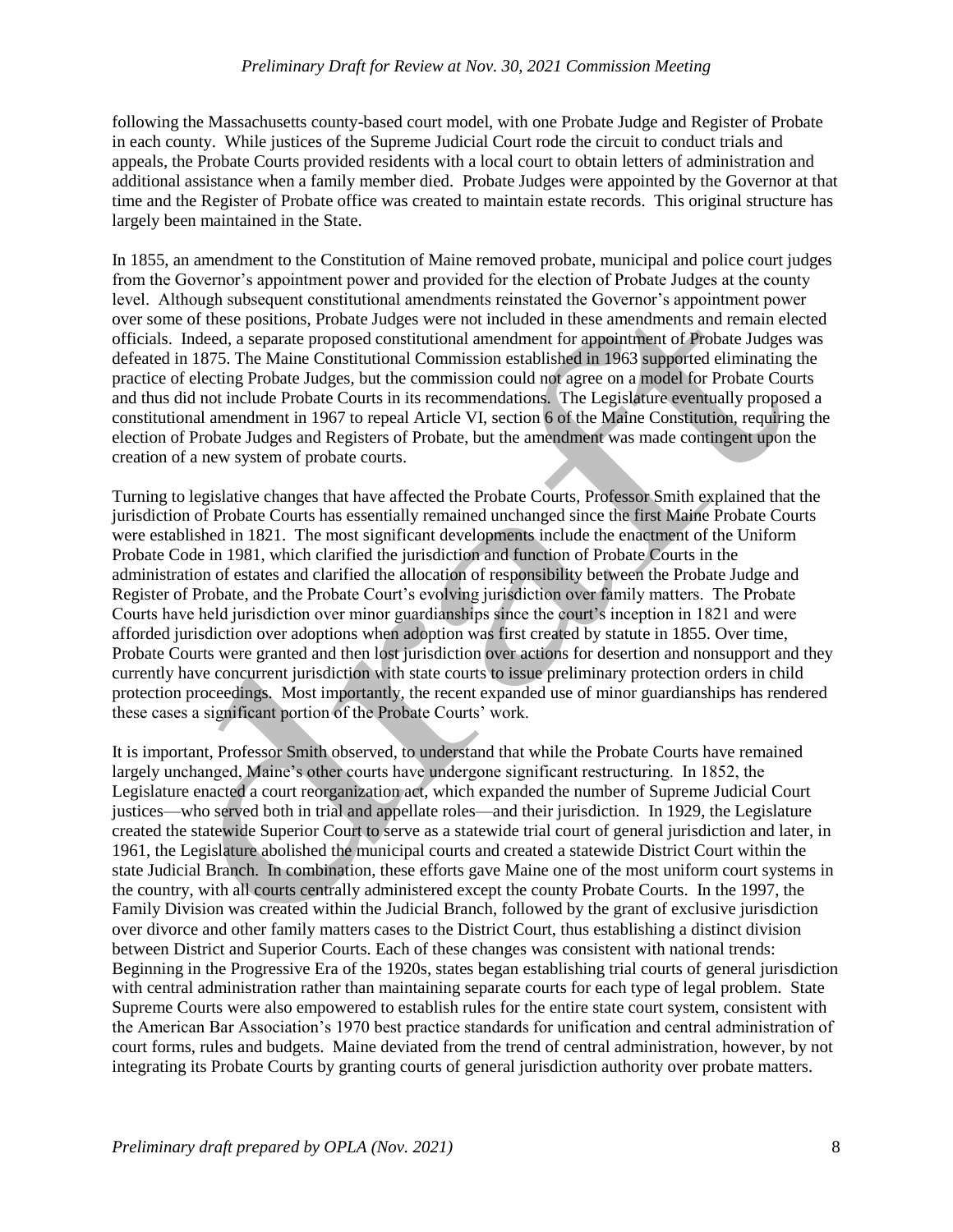following the Massachusetts county-based court model, with one Probate Judge and Register of Probate in each county. While justices of the Supreme Judicial Court rode the circuit to conduct trials and appeals, the Probate Courts provided residents with a local court to obtain letters of administration and additional assistance when a family member died. Probate Judges were appointed by the Governor at that time and the Register of Probate office was created to maintain estate records. This original structure has largely been maintained in the State.

In 1855, an amendment to the Constitution of Maine removed probate, municipal and police court judges from the Governor's appointment power and provided for the election of Probate Judges at the county level. Although subsequent constitutional amendments reinstated the Governor's appointment power over some of these positions, Probate Judges were not included in these amendments and remain elected officials. Indeed, a separate proposed constitutional amendment for appointment of Probate Judges was defeated in 1875. The Maine Constitutional Commission established in 1963 supported eliminating the practice of electing Probate Judges, but the commission could not agree on a model for Probate Courts and thus did not include Probate Courts in its recommendations. The Legislature eventually proposed a constitutional amendment in 1967 to repeal Article VI, section 6 of the Maine Constitution, requiring the election of Probate Judges and Registers of Probate, but the amendment was made contingent upon the creation of a new system of probate courts.

Turning to legislative changes that have affected the Probate Courts, Professor Smith explained that the jurisdiction of Probate Courts has essentially remained unchanged since the first Maine Probate Courts were established in 1821. The most significant developments include the enactment of the Uniform Probate Code in 1981, which clarified the jurisdiction and function of Probate Courts in the administration of estates and clarified the allocation of responsibility between the Probate Judge and Register of Probate, and the Probate Court's evolving jurisdiction over family matters. The Probate Courts have held jurisdiction over minor guardianships since the court's inception in 1821 and were afforded jurisdiction over adoptions when adoption was first created by statute in 1855. Over time, Probate Courts were granted and then lost jurisdiction over actions for desertion and nonsupport and they currently have concurrent jurisdiction with state courts to issue preliminary protection orders in child protection proceedings. Most importantly, the recent expanded use of minor guardianships has rendered these cases a significant portion of the Probate Courts' work.

It is important, Professor Smith observed, to understand that while the Probate Courts have remained largely unchanged, Maine's other courts have undergone significant restructuring. In 1852, the Legislature enacted a court reorganization act, which expanded the number of Supreme Judicial Court justices—who served both in trial and appellate roles—and their jurisdiction. In 1929, the Legislature created the statewide Superior Court to serve as a statewide trial court of general jurisdiction and later, in 1961, the Legislature abolished the municipal courts and created a statewide District Court within the state Judicial Branch. In combination, these efforts gave Maine one of the most uniform court systems in the country, with all courts centrally administered except the county Probate Courts. In the 1997, the Family Division was created within the Judicial Branch, followed by the grant of exclusive jurisdiction over divorce and other family matters cases to the District Court, thus establishing a distinct division between District and Superior Courts. Each of these changes was consistent with national trends: Beginning in the Progressive Era of the 1920s, states began establishing trial courts of general jurisdiction with central administration rather than maintaining separate courts for each type of legal problem. State Supreme Courts were also empowered to establish rules for the entire state court system, consistent with the American Bar Association's 1970 best practice standards for unification and central administration of court forms, rules and budgets. Maine deviated from the trend of central administration, however, by not integrating its Probate Courts by granting courts of general jurisdiction authority over probate matters.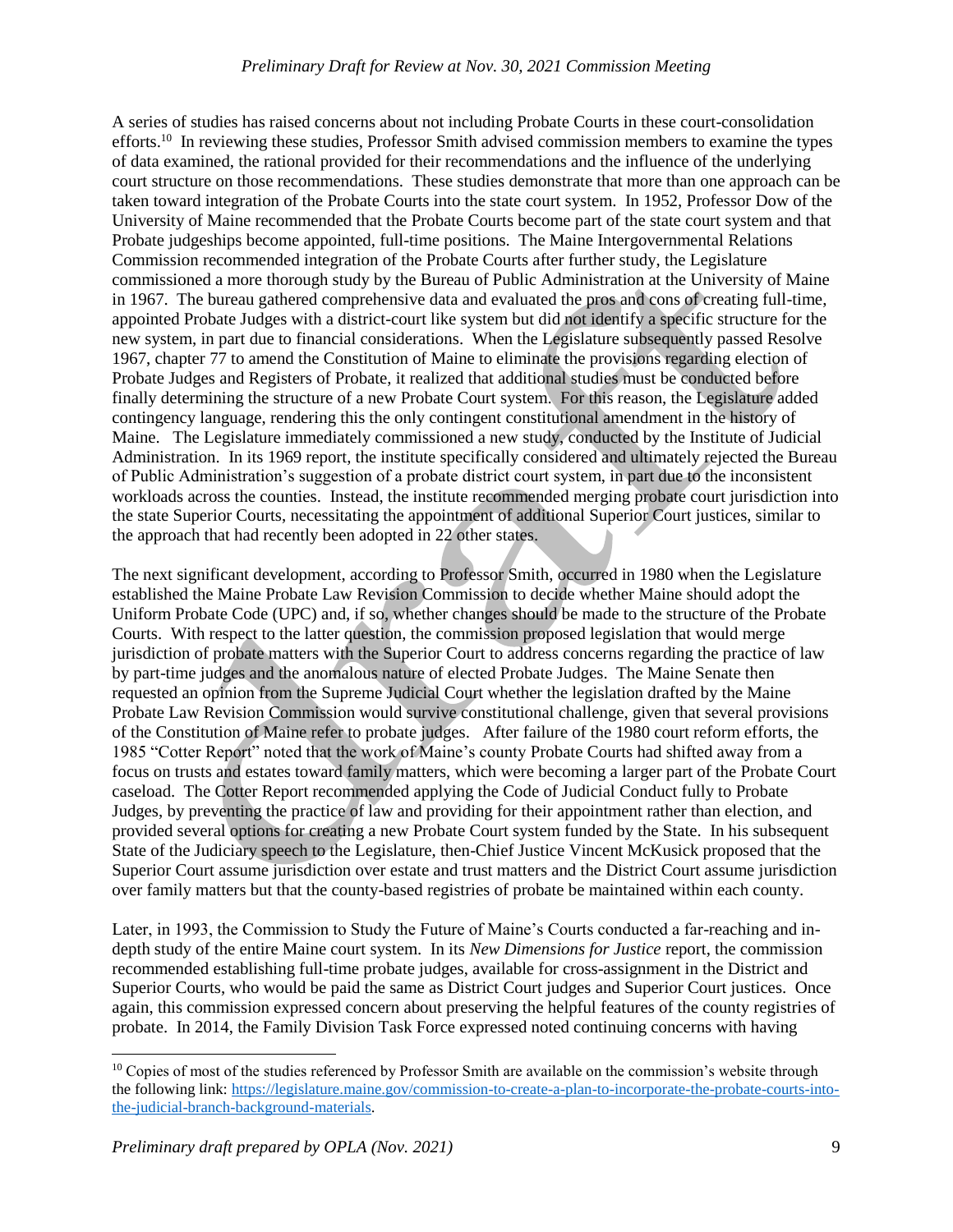A series of studies has raised concerns about not including Probate Courts in these court-consolidation efforts.[10] In reviewing these studies, Professor Smith advised commission members to examine the types of data examined, the rational provided for their recommendations and the influence of the underlying court structure on those recommendations. These studies demonstrate that more than one approach can be taken toward integration of the Probate Courts into the state court system. In 1952, Professor Dow of the University of Maine recommended that the Probate Courts become part of the state court system and that Probate judgeships become appointed, full-time positions. The Maine Intergovernmental Relations Commission recommended integration of the Probate Courts after further study, the Legislature commissioned a more thorough study by the Bureau of Public Administration at the University of Maine in 1967. The bureau gathered comprehensive data and evaluated the pros and cons of creating full-time, appointed Probate Judges with a district-court like system but did not identify a specific structure for the new system, in part due to financial considerations. When the Legislature subsequently passed Resolve 1967, chapter 77 to amend the Constitution of Maine to eliminate the provisions regarding election of Probate Judges and Registers of Probate, it realized that additional studies must be conducted before finally determining the structure of a new Probate Court system. For this reason, the Legislature added contingency language, rendering this the only contingent constitutional amendment in the history of Maine. The Legislature immediately commissioned a new study, conducted by the Institute of Judicial Administration. In its 1969 report, the institute specifically considered and ultimately rejected the Bureau of Public Administration's suggestion of a probate district court system, in part due to the inconsistent workloads across the counties. Instead, the institute recommended merging probate court jurisdiction into the state Superior Courts, necessitating the appointment of additional Superior Court justices, similar to the approach that had recently been adopted in 22 other states.

The next significant development, according to Professor Smith, occurred in 1980 when the Legislature established the Maine Probate Law Revision Commission to decide whether Maine should adopt the Uniform Probate Code (UPC) and, if so, whether changes should be made to the structure of the Probate Courts. With respect to the latter question, the commission proposed legislation that would merge jurisdiction of probate matters with the Superior Court to address concerns regarding the practice of law by part-time judges and the anomalous nature of elected Probate Judges. The Maine Senate then requested an opinion from the Supreme Judicial Court whether the legislation drafted by the Maine Probate Law Revision Commission would survive constitutional challenge, given that several provisions of the Constitution of Maine refer to probate judges. After failure of the 1980 court reform efforts, the 1985 "Cotter Report" noted that the work of Maine's county Probate Courts had shifted away from a focus on trusts and estates toward family matters, which were becoming a larger part of the Probate Court caseload. The Cotter Report recommended applying the Code of Judicial Conduct fully to Probate Judges, by preventing the practice of law and providing for their appointment rather than election, and provided several options for creating a new Probate Court system funded by the State. In his subsequent State of the Judiciary speech to the Legislature, then-Chief Justice Vincent McKusick proposed that the Superior Court assume jurisdiction over estate and trust matters and the District Court assume jurisdiction over family matters but that the county-based registries of probate be maintained within each county.

Later, in 1993, the Commission to Study the Future of Maine's Courts conducted a far-reaching and in-depth study of the entire Maine court system. In its *New Dimensions for Justice* report, the commission recommended establishing full-time probate judges, available for cross-assignment in the District and Superior Courts, who would be paid the same as District Court judges and Superior Court justices. Once again, this commission expressed concern about preserving the helpful features of the county registries of probate. In 2014, the Family Division Task Force expressed noted continuing concerns with having

[10] Copies of most of the studies referenced by Professor Smith are available on the commission's website through the following link: https://legislature.maine.gov/commission-to-create-a-plan-to-incorporate-the-probate-courts-into-the-judicial-branch-background-materials.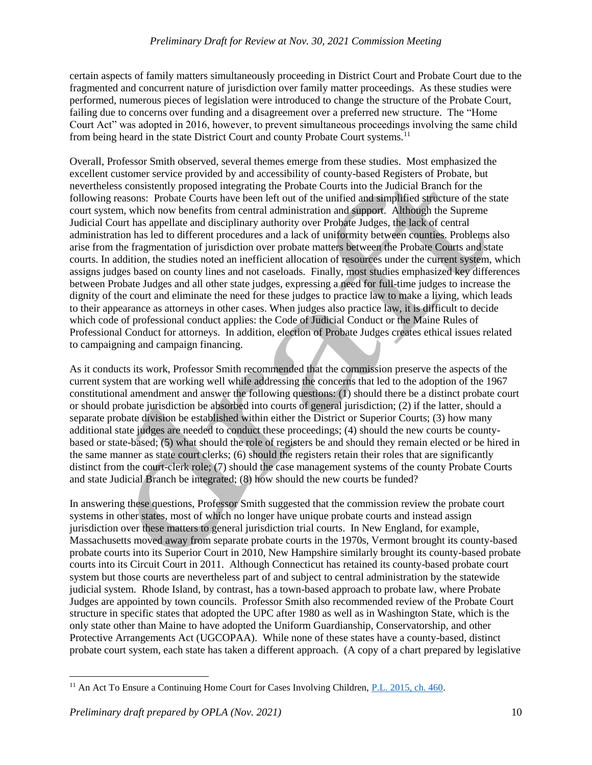certain aspects of family matters simultaneously proceeding in District Court and Probate Court due to the fragmented and concurrent nature of jurisdiction over family matter proceedings. As these studies were performed, numerous pieces of legislation were introduced to change the structure of the Probate Court, failing due to concerns over funding and a disagreement over a preferred new structure. The "Home Court Act" was adopted in 2016, however, to prevent simultaneous proceedings involving the same child from being heard in the state District Court and county Probate Court systems.[11]

Overall, Professor Smith observed, several themes emerge from these studies. Most emphasized the excellent customer service provided by and accessibility of county-based Registers of Probate, but nevertheless consistently proposed integrating the Probate Courts into the Judicial Branch for the following reasons: Probate Courts have been left out of the unified and simplified structure of the state court system, which now benefits from central administration and support. Although the Supreme Judicial Court has appellate and disciplinary authority over Probate Judges, the lack of central administration has led to different procedures and a lack of uniformity between counties. Problems also arise from the fragmentation of jurisdiction over probate matters between the Probate Courts and state courts. In addition, the studies noted an inefficient allocation of resources under the current system, which assigns judges based on county lines and not caseloads. Finally, most studies emphasized key differences between Probate Judges and all other state judges, expressing a need for full-time judges to increase the dignity of the court and eliminate the need for these judges to practice law to make a living, which leads to their appearance as attorneys in other cases. When judges also practice law, it is difficult to decide which code of professional conduct applies: the Code of Judicial Conduct or the Maine Rules of Professional Conduct for attorneys. In addition, election of Probate Judges creates ethical issues related to campaigning and campaign financing.

As it conducts its work, Professor Smith recommended that the commission preserve the aspects of the current system that are working well while addressing the concerns that led to the adoption of the 1967 constitutional amendment and answer the following questions: (1) should there be a distinct probate court or should probate jurisdiction be absorbed into courts of general jurisdiction; (2) if the latter, should a separate probate division be established within either the District or Superior Courts; (3) how many additional state judges are needed to conduct these proceedings; (4) should the new courts be county-based or state-based; (5) what should the role of registers be and should they remain elected or be hired in the same manner as state court clerks; (6) should the registers retain their roles that are significantly distinct from the court-clerk role; (7) should the case management systems of the county Probate Courts and state Judicial Branch be integrated; (8) how should the new courts be funded?

In answering these questions, Professor Smith suggested that the commission review the probate court systems in other states, most of which no longer have unique probate courts and instead assign jurisdiction over these matters to general jurisdiction trial courts. In New England, for example, Massachusetts moved away from separate probate courts in the 1970s, Vermont brought its county-based probate courts into its Superior Court in 2010, New Hampshire similarly brought its county-based probate courts into its Circuit Court in 2011. Although Connecticut has retained its county-based probate court system but those courts are nevertheless part of and subject to central administration by the statewide judicial system. Rhode Island, by contrast, has a town-based approach to probate law, where Probate Judges are appointed by town councils. Professor Smith also recommended review of the Probate Court structure in specific states that adopted the UPC after 1980 as well as in Washington State, which is the only state other than Maine to have adopted the Uniform Guardianship, Conservatorship, and other Protective Arrangements Act (UGCOPAA). While none of these states have a county-based, distinct probate court system, each state has taken a different approach. (A copy of a chart prepared by legislative

[11] An Act To Ensure a Continuing Home Court for Cases Involving Children, P.L. 2015, ch. 460.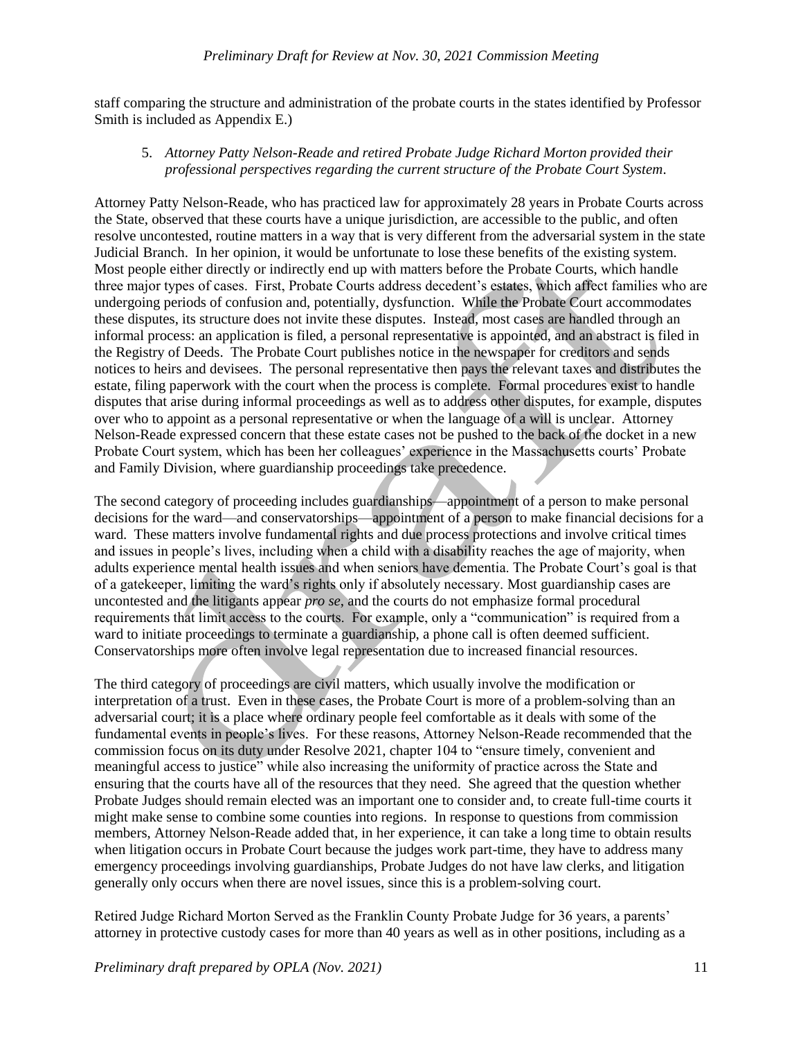staff comparing the structure and administration of the probate courts in the states identified by Professor Smith is included as Appendix E.)

5. *Attorney Patty Nelson-Reade and retired Probate Judge Richard Morton provided their professional perspectives regarding the current structure of the Probate Court System.*

Attorney Patty Nelson-Reade, who has practiced law for approximately 28 years in Probate Courts across the State, observed that these courts have a unique jurisdiction, are accessible to the public, and often resolve uncontested, routine matters in a way that is very different from the adversarial system in the state Judicial Branch. In her opinion, it would be unfortunate to lose these benefits of the existing system. Most people either directly or indirectly end up with matters before the Probate Courts, which handle three major types of cases. First, Probate Courts address decedent's estates, which affect families who are undergoing periods of confusion and, potentially, dysfunction. While the Probate Court accommodates these disputes, its structure does not invite these disputes. Instead, most cases are handled through an informal process: an application is filed, a personal representative is appointed, and an abstract is filed in the Registry of Deeds. The Probate Court publishes notice in the newspaper for creditors and sends notices to heirs and devisees. The personal representative then pays the relevant taxes and distributes the estate, filing paperwork with the court when the process is complete. Formal procedures exist to handle disputes that arise during informal proceedings as well as to address other disputes, for example, disputes over who to appoint as a personal representative or when the language of a will is unclear. Attorney Nelson-Reade expressed concern that these estate cases not be pushed to the back of the docket in a new Probate Court system, which has been her colleagues' experience in the Massachusetts courts' Probate and Family Division, where guardianship proceedings take precedence.

The second category of proceeding includes guardianships—appointment of a person to make personal decisions for the ward—and conservatorships—appointment of a person to make financial decisions for a ward. These matters involve fundamental rights and due process protections and involve critical times and issues in people's lives, including when a child with a disability reaches the age of majority, when adults experience mental health issues and when seniors have dementia. The Probate Court's goal is that of a gatekeeper, limiting the ward's rights only if absolutely necessary. Most guardianship cases are uncontested and the litigants appear *pro se*, and the courts do not emphasize formal procedural requirements that limit access to the courts. For example, only a "communication" is required from a ward to initiate proceedings to terminate a guardianship, a phone call is often deemed sufficient. Conservatorships more often involve legal representation due to increased financial resources.

The third category of proceedings are civil matters, which usually involve the modification or interpretation of a trust. Even in these cases, the Probate Court is more of a problem-solving than an adversarial court; it is a place where ordinary people feel comfortable as it deals with some of the fundamental events in people's lives. For these reasons, Attorney Nelson-Reade recommended that the commission focus on its duty under Resolve 2021, chapter 104 to "ensure timely, convenient and meaningful access to justice" while also increasing the uniformity of practice across the State and ensuring that the courts have all of the resources that they need. She agreed that the question whether Probate Judges should remain elected was an important one to consider and, to create full-time courts it might make sense to combine some counties into regions. In response to questions from commission members, Attorney Nelson-Reade added that, in her experience, it can take a long time to obtain results when litigation occurs in Probate Court because the judges work part-time, they have to address many emergency proceedings involving guardianships, Probate Judges do not have law clerks, and litigation generally only occurs when there are novel issues, since this is a problem-solving court.

Retired Judge Richard Morton Served as the Franklin County Probate Judge for 36 years, a parents' attorney in protective custody cases for more than 40 years as well as in other positions, including as a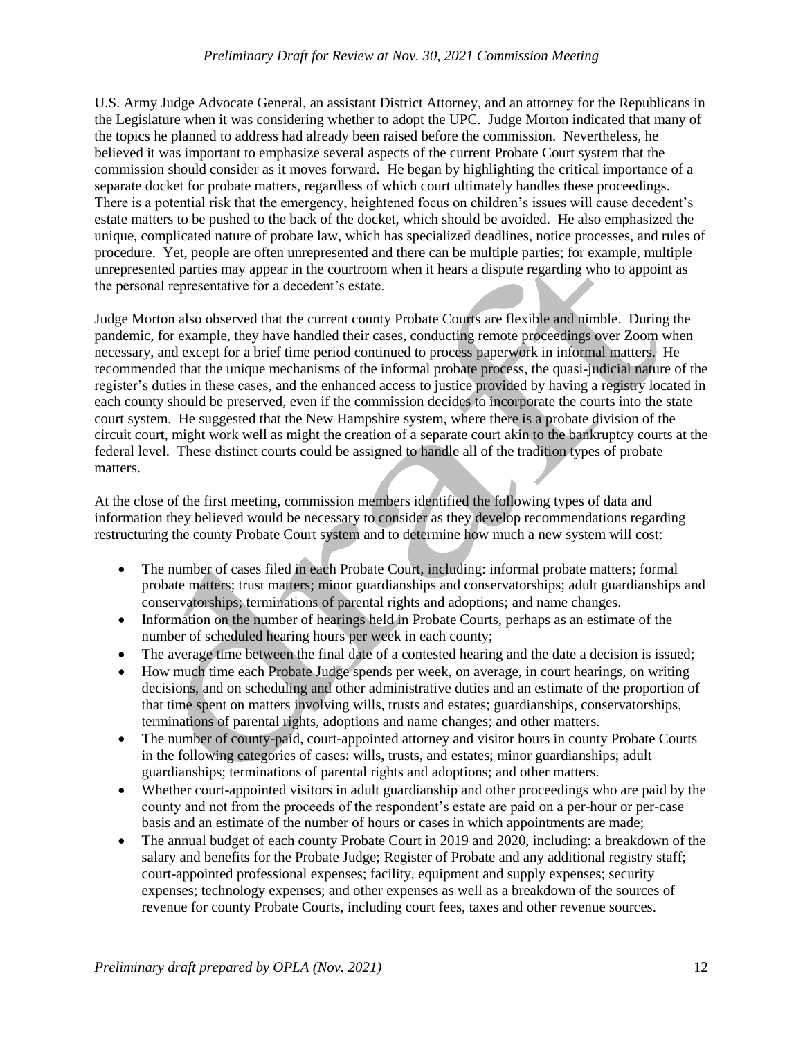U.S. Army Judge Advocate General, an assistant District Attorney, and an attorney for the Republicans in the Legislature when it was considering whether to adopt the UPC. Judge Morton indicated that many of the topics he planned to address had already been raised before the commission. Nevertheless, he believed it was important to emphasize several aspects of the current Probate Court system that the commission should consider as it moves forward. He began by highlighting the critical importance of a separate docket for probate matters, regardless of which court ultimately handles these proceedings. There is a potential risk that the emergency, heightened focus on children's issues will cause decedent's estate matters to be pushed to the back of the docket, which should be avoided. He also emphasized the unique, complicated nature of probate law, which has specialized deadlines, notice processes, and rules of procedure. Yet, people are often unrepresented and there can be multiple parties; for example, multiple unrepresented parties may appear in the courtroom when it hears a dispute regarding who to appoint as the personal representative for a decedent's estate.

Judge Morton also observed that the current county Probate Courts are flexible and nimble. During the pandemic, for example, they have handled their cases, conducting remote proceedings over Zoom when necessary, and except for a brief time period continued to process paperwork in informal matters. He recommended that the unique mechanisms of the informal probate process, the quasi-judicial nature of the register's duties in these cases, and the enhanced access to justice provided by having a registry located in each county should be preserved, even if the commission decides to incorporate the courts into the state court system. He suggested that the New Hampshire system, where there is a probate division of the circuit court, might work well as might the creation of a separate court akin to the bankruptcy courts at the federal level. These distinct courts could be assigned to handle all of the tradition types of probate matters.

At the close of the first meeting, commission members identified the following types of data and information they believed would be necessary to consider as they develop recommendations regarding restructuring the county Probate Court system and to determine how much a new system will cost:

- The number of cases filed in each Probate Court, including: informal probate matters; formal probate matters; trust matters; minor guardianships and conservatorships; adult guardianships and conservatorships; terminations of parental rights and adoptions; and name changes.
- Information on the number of hearings held in Probate Courts, perhaps as an estimate of the number of scheduled hearing hours per week in each county;
- The average time between the final date of a contested hearing and the date a decision is issued;
- How much time each Probate Judge spends per week, on average, in court hearings, on writing decisions, and on scheduling and other administrative duties and an estimate of the proportion of that time spent on matters involving wills, trusts and estates; guardianships, conservatorships, terminations of parental rights, adoptions and name changes; and other matters.
- The number of county-paid, court-appointed attorney and visitor hours in county Probate Courts in the following categories of cases: wills, trusts, and estates; minor guardianships; adult guardianships; terminations of parental rights and adoptions; and other matters.
- Whether court-appointed visitors in adult guardianship and other proceedings who are paid by the county and not from the proceeds of the respondent's estate are paid on a per-hour or per-case basis and an estimate of the number of hours or cases in which appointments are made;
- The annual budget of each county Probate Court in 2019 and 2020, including: a breakdown of the salary and benefits for the Probate Judge; Register of Probate and any additional registry staff; court-appointed professional expenses; facility, equipment and supply expenses; security expenses; technology expenses; and other expenses as well as a breakdown of the sources of revenue for county Probate Courts, including court fees, taxes and other revenue sources.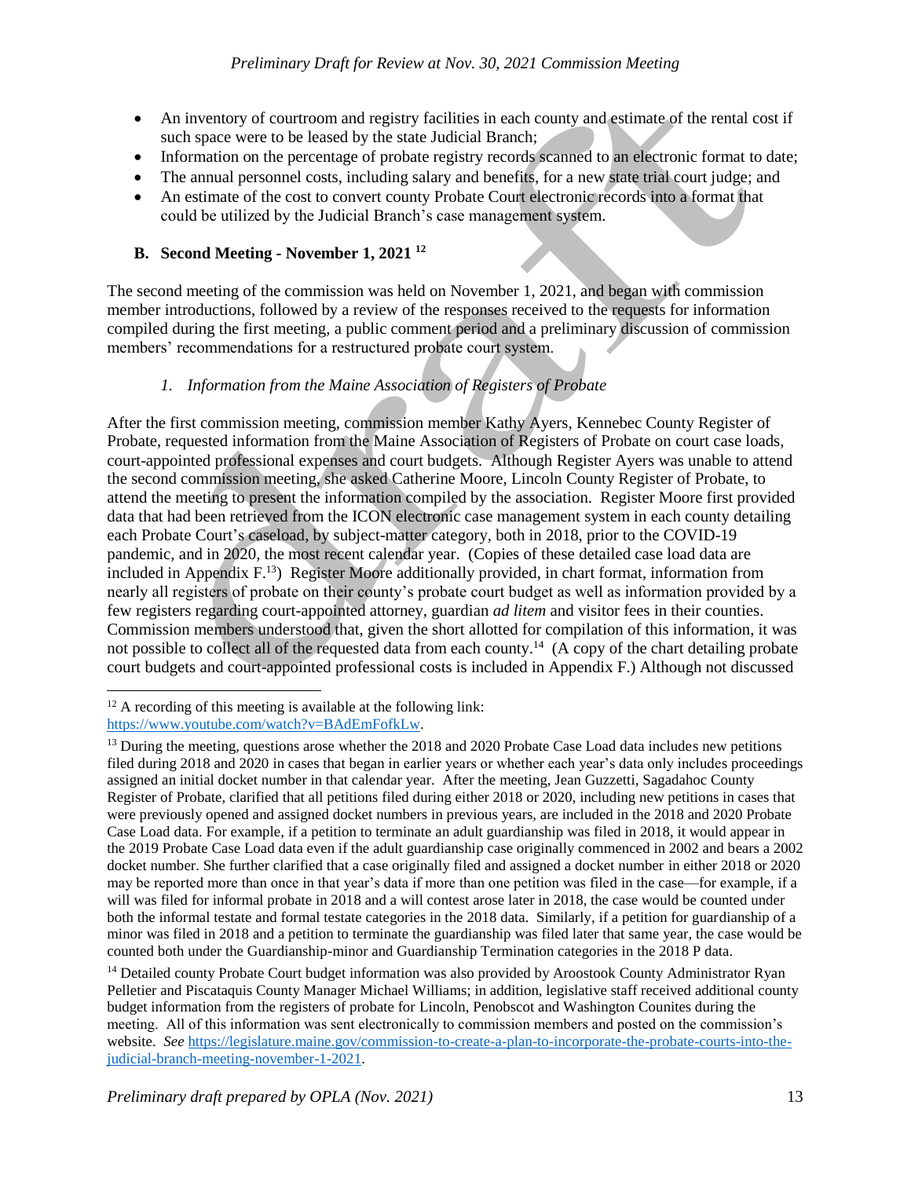- An inventory of courtroom and registry facilities in each county and estimate of the rental cost if such space were to be leased by the state Judicial Branch;
- Information on the percentage of probate registry records scanned to an electronic format to date;
- The annual personnel costs, including salary and benefits, for a new state trial court judge; and
- An estimate of the cost to convert county Probate Court electronic records into a format that could be utilized by the Judicial Branch's case management system.

### B. Second Meeting - November 1, 2021 [12]

The second meeting of the commission was held on November 1, 2021, and began with commission member introductions, followed by a review of the responses received to the requests for information compiled during the first meeting, a public comment period and a preliminary discussion of commission members' recommendations for a restructured probate court system.

#### *1. Information from the Maine Association of Registers of Probate*

After the first commission meeting, commission member Kathy Ayers, Kennebec County Register of Probate, requested information from the Maine Association of Registers of Probate on court case loads, court-appointed professional expenses and court budgets. Although Register Ayers was unable to attend the second commission meeting, she asked Catherine Moore, Lincoln County Register of Probate, to attend the meeting to present the information compiled by the association. Register Moore first provided data that had been retrieved from the ICON electronic case management system in each county detailing each Probate Court's caseload, by subject-matter category, both in 2018, prior to the COVID-19 pandemic, and in 2020, the most recent calendar year. (Copies of these detailed case load data are included in Appendix F.[13]) Register Moore additionally provided, in chart format, information from nearly all registers of probate on their county's probate court budget as well as information provided by a few registers regarding court-appointed attorney, guardian *ad litem* and visitor fees in their counties. Commission members understood that, given the short allotted for compilation of this information, it was not possible to collect all of the requested data from each county.[14] (A copy of the chart detailing probate court budgets and court-appointed professional costs is included in Appendix F.) Although not discussed

---

[12] A recording of this meeting is available at the following link: https://www.youtube.com/watch?v=BAdEmFofkLw.

[13] During the meeting, questions arose whether the 2018 and 2020 Probate Case Load data includes new petitions filed during 2018 and 2020 in cases that began in earlier years or whether each year's data only includes proceedings assigned an initial docket number in that calendar year. After the meeting, Jean Guzzetti, Sagadahoc County Register of Probate, clarified that all petitions filed during either 2018 or 2020, including new petitions in cases that were previously opened and assigned docket numbers in previous years, are included in the 2018 and 2020 Probate Case Load data. For example, if a petition to terminate an adult guardianship was filed in 2018, it would appear in the 2019 Probate Case Load data even if the adult guardianship case originally commenced in 2002 and bears a 2002 docket number. She further clarified that a case originally filed and assigned a docket number in either 2018 or 2020 may be reported more than once in that year's data if more than one petition was filed in the case—for example, if a will was filed for informal probate in 2018 and a will contest arose later in 2018, the case would be counted under both the informal testate and formal testate categories in the 2018 data. Similarly, if a petition for guardianship of a minor was filed in 2018 and a petition to terminate the guardianship was filed later that same year, the case would be counted both under the Guardianship-minor and Guardianship Termination categories in the 2018 P data.

[14] Detailed county Probate Court budget information was also provided by Aroostook County Administrator Ryan Pelletier and Piscataquis County Manager Michael Williams; in addition, legislative staff received additional county budget information from the registers of probate for Lincoln, Penobscot and Washington Counites during the meeting. All of this information was sent electronically to commission members and posted on the commission's website. *See* https://legislature.maine.gov/commission-to-create-a-plan-to-incorporate-the-probate-courts-into-the-judicial-branch-meeting-november-1-2021.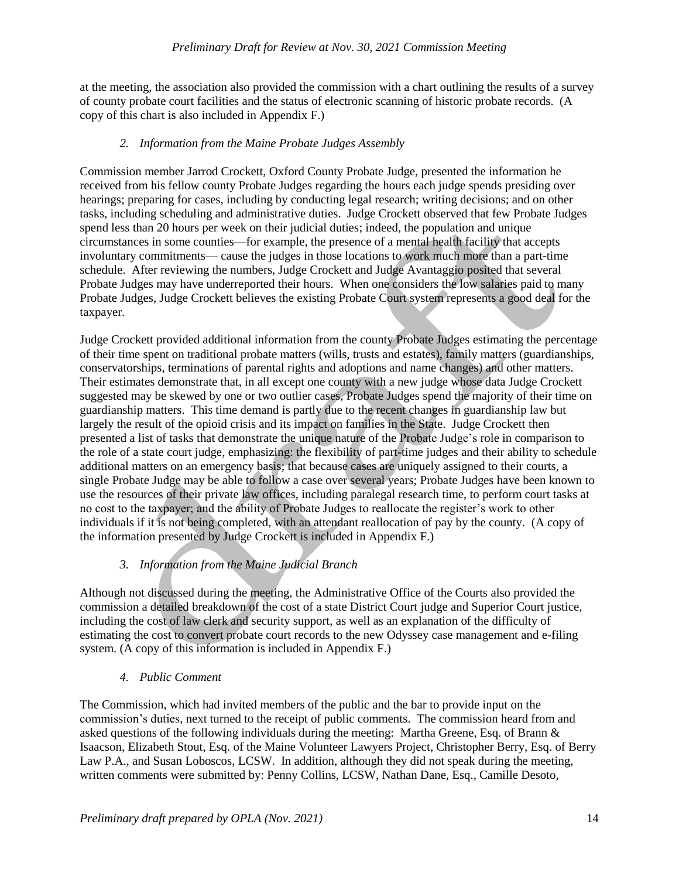at the meeting, the association also provided the commission with a chart outlining the results of a survey of county probate court facilities and the status of electronic scanning of historic probate records. (A copy of this chart is also included in Appendix F.)

### *2. Information from the Maine Probate Judges Assembly*

Commission member Jarrod Crockett, Oxford County Probate Judge, presented the information he received from his fellow county Probate Judges regarding the hours each judge spends presiding over hearings; preparing for cases, including by conducting legal research; writing decisions; and on other tasks, including scheduling and administrative duties. Judge Crockett observed that few Probate Judges spend less than 20 hours per week on their judicial duties; indeed, the population and unique circumstances in some counties—for example, the presence of a mental health facility that accepts involuntary commitments— cause the judges in those locations to work much more than a part-time schedule. After reviewing the numbers, Judge Crockett and Judge Avantaggio posited that several Probate Judges may have underreported their hours. When one considers the low salaries paid to many Probate Judges, Judge Crockett believes the existing Probate Court system represents a good deal for the taxpayer.

Judge Crockett provided additional information from the county Probate Judges estimating the percentage of their time spent on traditional probate matters (wills, trusts and estates), family matters (guardianships, conservatorships, terminations of parental rights and adoptions and name changes) and other matters. Their estimates demonstrate that, in all except one county with a new judge whose data Judge Crockett suggested may be skewed by one or two outlier cases, Probate Judges spend the majority of their time on guardianship matters. This time demand is partly due to the recent changes in guardianship law but largely the result of the opioid crisis and its impact on families in the State. Judge Crockett then presented a list of tasks that demonstrate the unique nature of the Probate Judge's role in comparison to the role of a state court judge, emphasizing: the flexibility of part-time judges and their ability to schedule additional matters on an emergency basis; that because cases are uniquely assigned to their courts, a single Probate Judge may be able to follow a case over several years; Probate Judges have been known to use the resources of their private law offices, including paralegal research time, to perform court tasks at no cost to the taxpayer; and the ability of Probate Judges to reallocate the register's work to other individuals if it is not being completed, with an attendant reallocation of pay by the county. (A copy of the information presented by Judge Crockett is included in Appendix F.)

### *3. Information from the Maine Judicial Branch*

Although not discussed during the meeting, the Administrative Office of the Courts also provided the commission a detailed breakdown of the cost of a state District Court judge and Superior Court justice, including the cost of law clerk and security support, as well as an explanation of the difficulty of estimating the cost to convert probate court records to the new Odyssey case management and e-filing system. (A copy of this information is included in Appendix F.)

### *4. Public Comment*

The Commission, which had invited members of the public and the bar to provide input on the commission's duties, next turned to the receipt of public comments. The commission heard from and asked questions of the following individuals during the meeting: Martha Greene, Esq. of Brann & Isaacson, Elizabeth Stout, Esq. of the Maine Volunteer Lawyers Project, Christopher Berry, Esq. of Berry Law P.A., and Susan Loboscos, LCSW. In addition, although they did not speak during the meeting, written comments were submitted by: Penny Collins, LCSW, Nathan Dane, Esq., Camille Desoto,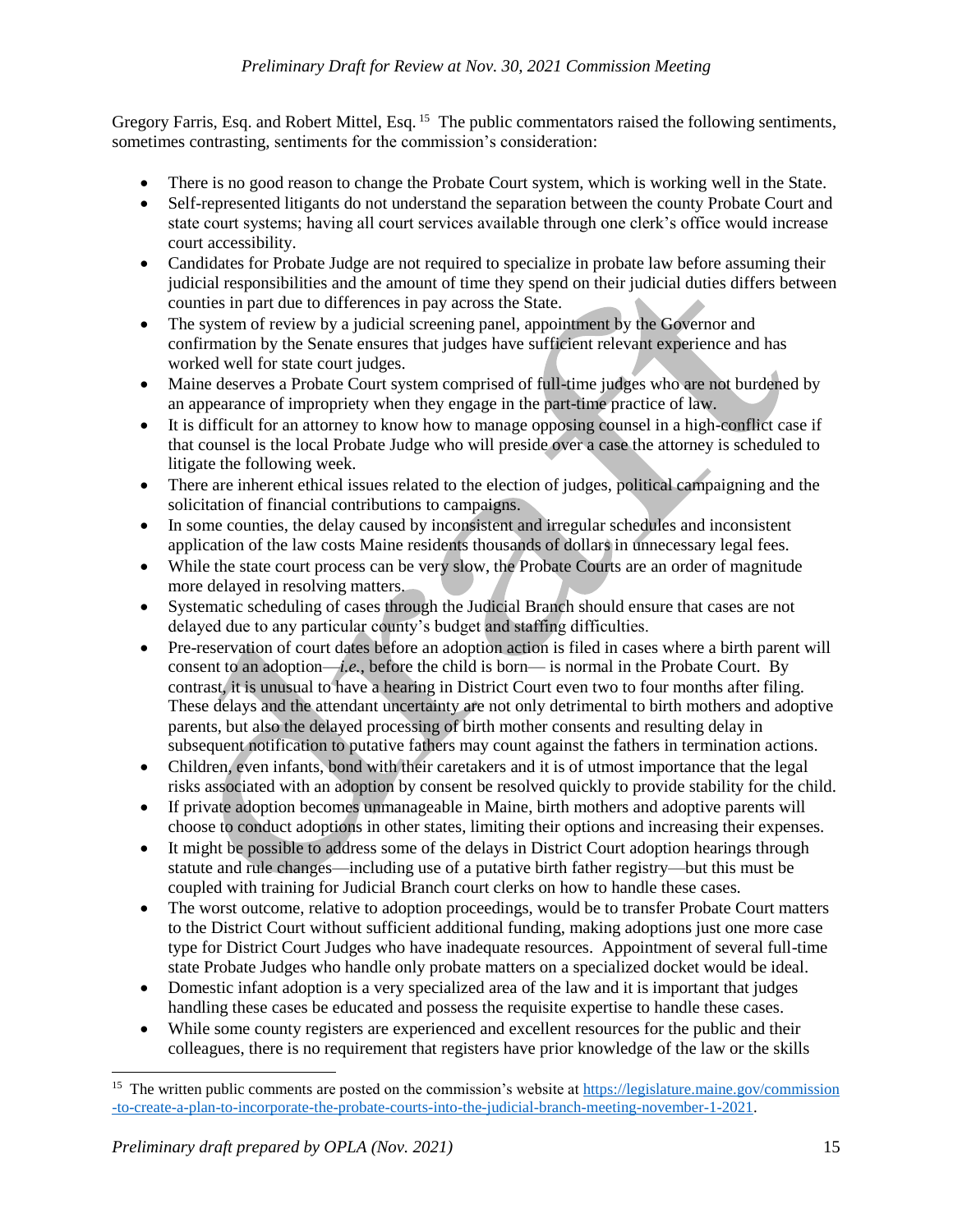Gregory Farris, Esq. and Robert Mittel, Esq.[15] The public commentators raised the following sentiments, sometimes contrasting, sentiments for the commission's consideration:

- There is no good reason to change the Probate Court system, which is working well in the State.
- Self-represented litigants do not understand the separation between the county Probate Court and state court systems; having all court services available through one clerk's office would increase court accessibility.
- Candidates for Probate Judge are not required to specialize in probate law before assuming their judicial responsibilities and the amount of time they spend on their judicial duties differs between counties in part due to differences in pay across the State.
- The system of review by a judicial screening panel, appointment by the Governor and confirmation by the Senate ensures that judges have sufficient relevant experience and has worked well for state court judges.
- Maine deserves a Probate Court system comprised of full-time judges who are not burdened by an appearance of impropriety when they engage in the part-time practice of law.
- It is difficult for an attorney to know how to manage opposing counsel in a high-conflict case if that counsel is the local Probate Judge who will preside over a case the attorney is scheduled to litigate the following week.
- There are inherent ethical issues related to the election of judges, political campaigning and the solicitation of financial contributions to campaigns.
- In some counties, the delay caused by inconsistent and irregular schedules and inconsistent application of the law costs Maine residents thousands of dollars in unnecessary legal fees.
- While the state court process can be very slow, the Probate Courts are an order of magnitude more delayed in resolving matters.
- Systematic scheduling of cases through the Judicial Branch should ensure that cases are not delayed due to any particular county's budget and staffing difficulties.
- Pre-reservation of court dates before an adoption action is filed in cases where a birth parent will consent to an adoption—*i.e.*, before the child is born— is normal in the Probate Court. By contrast, it is unusual to have a hearing in District Court even two to four months after filing. These delays and the attendant uncertainty are not only detrimental to birth mothers and adoptive parents, but also the delayed processing of birth mother consents and resulting delay in subsequent notification to putative fathers may count against the fathers in termination actions.
- Children, even infants, bond with their caretakers and it is of utmost importance that the legal risks associated with an adoption by consent be resolved quickly to provide stability for the child.
- If private adoption becomes unmanageable in Maine, birth mothers and adoptive parents will choose to conduct adoptions in other states, limiting their options and increasing their expenses.
- It might be possible to address some of the delays in District Court adoption hearings through statute and rule changes—including use of a putative birth father registry—but this must be coupled with training for Judicial Branch court clerks on how to handle these cases.
- The worst outcome, relative to adoption proceedings, would be to transfer Probate Court matters to the District Court without sufficient additional funding, making adoptions just one more case type for District Court Judges who have inadequate resources. Appointment of several full-time state Probate Judges who handle only probate matters on a specialized docket would be ideal.
- Domestic infant adoption is a very specialized area of the law and it is important that judges handling these cases be educated and possess the requisite expertise to handle these cases.
- While some county registers are experienced and excellent resources for the public and their colleagues, there is no requirement that registers have prior knowledge of the law or the skills

[15] The written public comments are posted on the commission's website at https://legislature.maine.gov/commission-to-create-a-plan-to-incorporate-the-probate-courts-into-the-judicial-branch-meeting-november-1-2021.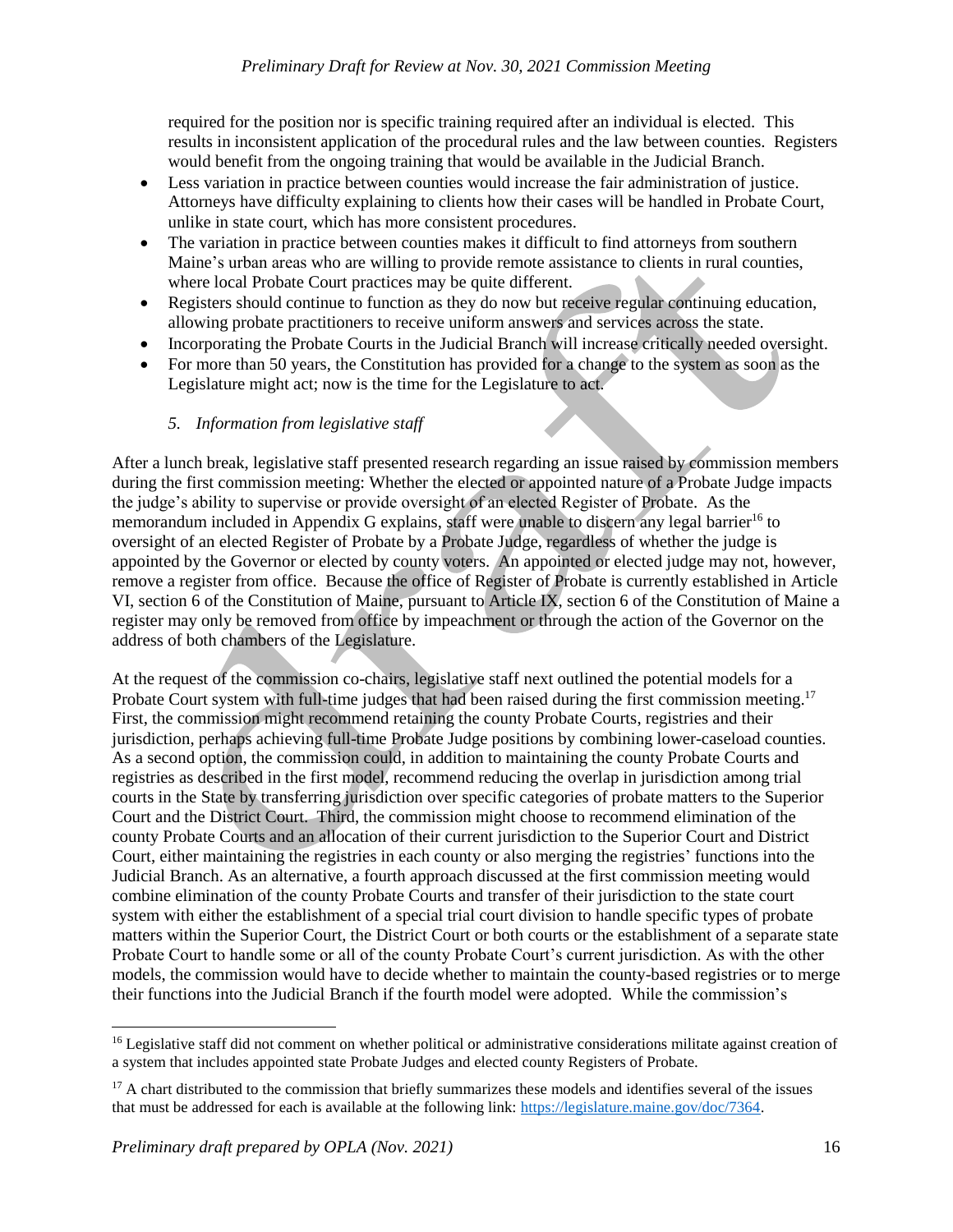required for the position nor is specific training required after an individual is elected. This results in inconsistent application of the procedural rules and the law between counties. Registers would benefit from the ongoing training that would be available in the Judicial Branch.

- Less variation in practice between counties would increase the fair administration of justice. Attorneys have difficulty explaining to clients how their cases will be handled in Probate Court, unlike in state court, which has more consistent procedures.
- The variation in practice between counties makes it difficult to find attorneys from southern Maine's urban areas who are willing to provide remote assistance to clients in rural counties, where local Probate Court practices may be quite different.
- Registers should continue to function as they do now but receive regular continuing education, allowing probate practitioners to receive uniform answers and services across the state.
- Incorporating the Probate Courts in the Judicial Branch will increase critically needed oversight.
- For more than 50 years, the Constitution has provided for a change to the system as soon as the Legislature might act; now is the time for the Legislature to act.

### *5. Information from legislative staff*

After a lunch break, legislative staff presented research regarding an issue raised by commission members during the first commission meeting: Whether the elected or appointed nature of a Probate Judge impacts the judge's ability to supervise or provide oversight of an elected Register of Probate. As the memorandum included in Appendix G explains, staff were unable to discern any legal barrier[16] to oversight of an elected Register of Probate by a Probate Judge, regardless of whether the judge is appointed by the Governor or elected by county voters. An appointed or elected judge may not, however, remove a register from office. Because the office of Register of Probate is currently established in Article VI, section 6 of the Constitution of Maine, pursuant to Article IX, section 6 of the Constitution of Maine a register may only be removed from office by impeachment or through the action of the Governor on the address of both chambers of the Legislature.

At the request of the commission co-chairs, legislative staff next outlined the potential models for a Probate Court system with full-time judges that had been raised during the first commission meeting.[17] First, the commission might recommend retaining the county Probate Courts, registries and their jurisdiction, perhaps achieving full-time Probate Judge positions by combining lower-caseload counties. As a second option, the commission could, in addition to maintaining the county Probate Courts and registries as described in the first model, recommend reducing the overlap in jurisdiction among trial courts in the State by transferring jurisdiction over specific categories of probate matters to the Superior Court and the District Court. Third, the commission might choose to recommend elimination of the county Probate Courts and an allocation of their current jurisdiction to the Superior Court and District Court, either maintaining the registries in each county or also merging the registries' functions into the Judicial Branch. As an alternative, a fourth approach discussed at the first commission meeting would combine elimination of the county Probate Courts and transfer of their jurisdiction to the state court system with either the establishment of a special trial court division to handle specific types of probate matters within the Superior Court, the District Court or both courts or the establishment of a separate state Probate Court to handle some or all of the county Probate Court's current jurisdiction. As with the other models, the commission would have to decide whether to maintain the county-based registries or to merge their functions into the Judicial Branch if the fourth model were adopted. While the commission's

---

[16] Legislative staff did not comment on whether political or administrative considerations militate against creation of a system that includes appointed state Probate Judges and elected county Registers of Probate.

[17] A chart distributed to the commission that briefly summarizes these models and identifies several of the issues that must be addressed for each is available at the following link: https://legislature.maine.gov/doc/7364.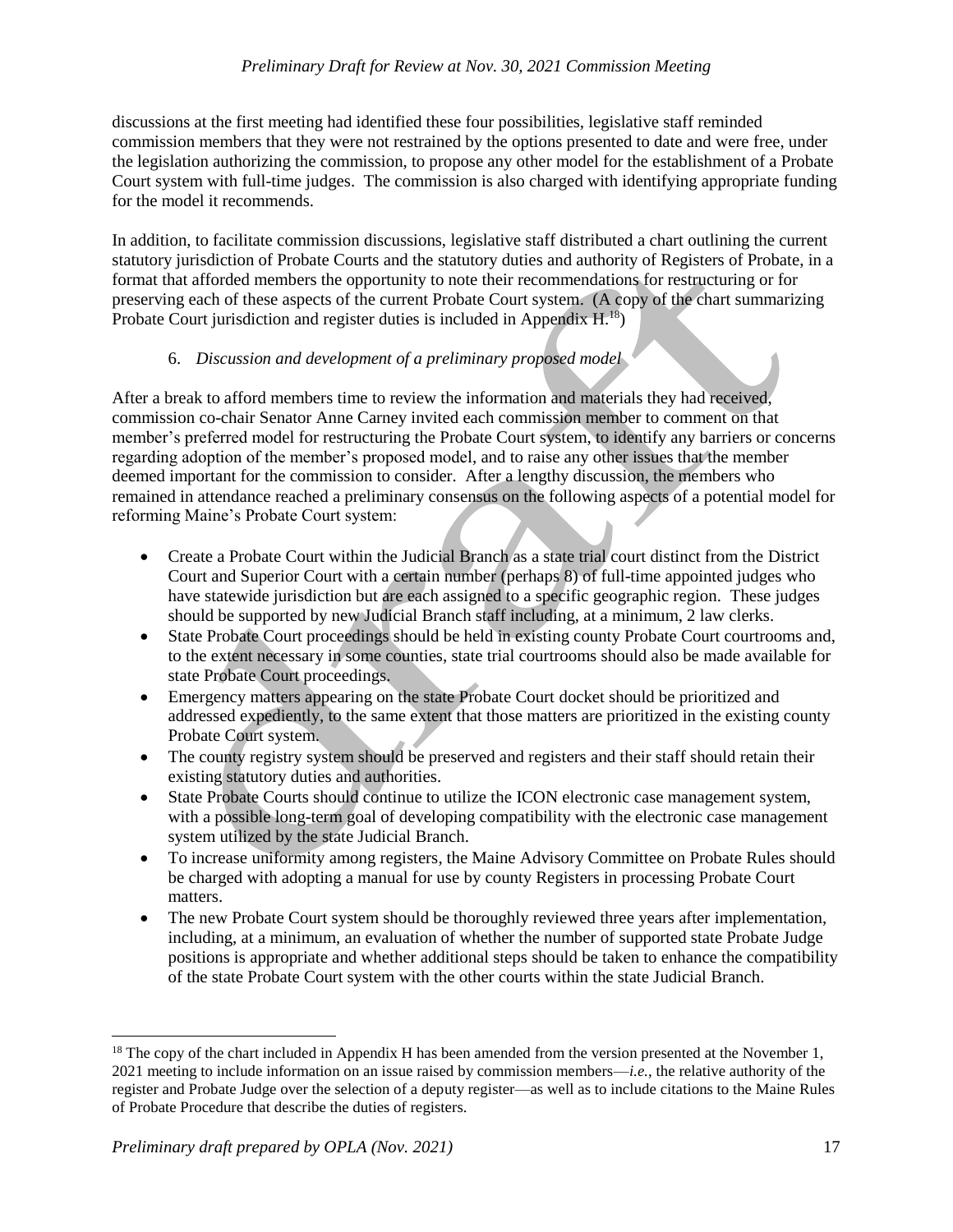discussions at the first meeting had identified these four possibilities, legislative staff reminded commission members that they were not restrained by the options presented to date and were free, under the legislation authorizing the commission, to propose any other model for the establishment of a Probate Court system with full-time judges. The commission is also charged with identifying appropriate funding for the model it recommends.

In addition, to facilitate commission discussions, legislative staff distributed a chart outlining the current statutory jurisdiction of Probate Courts and the statutory duties and authority of Registers of Probate, in a format that afforded members the opportunity to note their recommendations for restructuring or for preserving each of these aspects of the current Probate Court system. (A copy of the chart summarizing Probate Court jurisdiction and register duties is included in Appendix H.[18])

6. *Discussion and development of a preliminary proposed model*

After a break to afford members time to review the information and materials they had received, commission co-chair Senator Anne Carney invited each commission member to comment on that member's preferred model for restructuring the Probate Court system, to identify any barriers or concerns regarding adoption of the member's proposed model, and to raise any other issues that the member deemed important for the commission to consider. After a lengthy discussion, the members who remained in attendance reached a preliminary consensus on the following aspects of a potential model for reforming Maine's Probate Court system:

- Create a Probate Court within the Judicial Branch as a state trial court distinct from the District Court and Superior Court with a certain number (perhaps 8) of full-time appointed judges who have statewide jurisdiction but are each assigned to a specific geographic region. These judges should be supported by new Judicial Branch staff including, at a minimum, 2 law clerks.
- State Probate Court proceedings should be held in existing county Probate Court courtrooms and, to the extent necessary in some counties, state trial courtrooms should also be made available for state Probate Court proceedings.
- Emergency matters appearing on the state Probate Court docket should be prioritized and addressed expediently, to the same extent that those matters are prioritized in the existing county Probate Court system.
- The county registry system should be preserved and registers and their staff should retain their existing statutory duties and authorities.
- State Probate Courts should continue to utilize the ICON electronic case management system, with a possible long-term goal of developing compatibility with the electronic case management system utilized by the state Judicial Branch.
- To increase uniformity among registers, the Maine Advisory Committee on Probate Rules should be charged with adopting a manual for use by county Registers in processing Probate Court matters.
- The new Probate Court system should be thoroughly reviewed three years after implementation, including, at a minimum, an evaluation of whether the number of supported state Probate Judge positions is appropriate and whether additional steps should be taken to enhance the compatibility of the state Probate Court system with the other courts within the state Judicial Branch.

[18] The copy of the chart included in Appendix H has been amended from the version presented at the November 1, 2021 meeting to include information on an issue raised by commission members—*i.e.*, the relative authority of the register and Probate Judge over the selection of a deputy register—as well as to include citations to the Maine Rules of Probate Procedure that describe the duties of registers.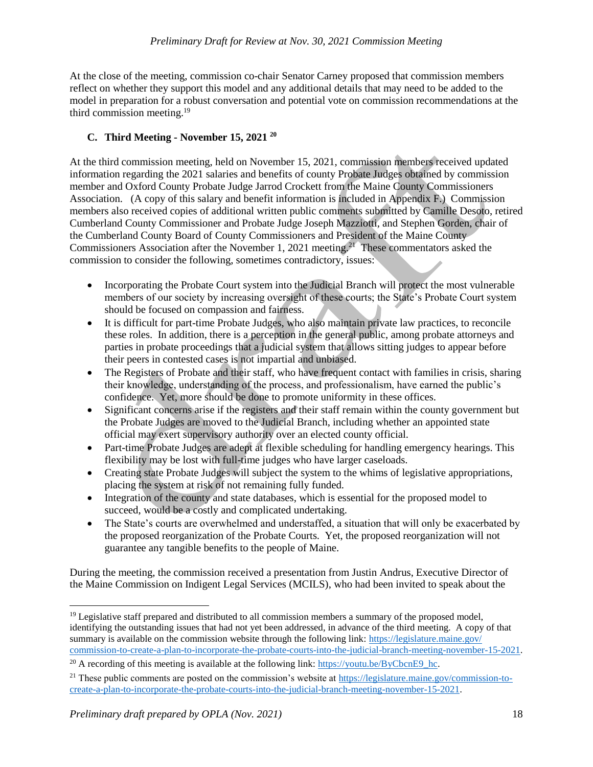At the close of the meeting, commission co-chair Senator Carney proposed that commission members reflect on whether they support this model and any additional details that may need to be added to the model in preparation for a robust conversation and potential vote on commission recommendations at the third commission meeting.[19]

### C. Third Meeting - November 15, 2021 [20]

At the third commission meeting, held on November 15, 2021, commission members received updated information regarding the 2021 salaries and benefits of county Probate Judges obtained by commission member and Oxford County Probate Judge Jarrod Crockett from the Maine County Commissioners Association. (A copy of this salary and benefit information is included in Appendix F.) Commission members also received copies of additional written public comments submitted by Camille Desoto, retired Cumberland County Commissioner and Probate Judge Joseph Mazziotti, and Stephen Gorden, chair of the Cumberland County Board of County Commissioners and President of the Maine County Commissioners Association after the November 1, 2021 meeting.[21] These commentators asked the commission to consider the following, sometimes contradictory, issues:

- Incorporating the Probate Court system into the Judicial Branch will protect the most vulnerable members of our society by increasing oversight of these courts; the State's Probate Court system should be focused on compassion and fairness.
- It is difficult for part-time Probate Judges, who also maintain private law practices, to reconcile these roles. In addition, there is a perception in the general public, among probate attorneys and parties in probate proceedings that a judicial system that allows sitting judges to appear before their peers in contested cases is not impartial and unbiased.
- The Registers of Probate and their staff, who have frequent contact with families in crisis, sharing their knowledge, understanding of the process, and professionalism, have earned the public's confidence. Yet, more should be done to promote uniformity in these offices.
- Significant concerns arise if the registers and their staff remain within the county government but the Probate Judges are moved to the Judicial Branch, including whether an appointed state official may exert supervisory authority over an elected county official.
- Part-time Probate Judges are adept at flexible scheduling for handling emergency hearings. This flexibility may be lost with full-time judges who have larger caseloads.
- Creating state Probate Judges will subject the system to the whims of legislative appropriations, placing the system at risk of not remaining fully funded.
- Integration of the county and state databases, which is essential for the proposed model to succeed, would be a costly and complicated undertaking.
- The State's courts are overwhelmed and understaffed, a situation that will only be exacerbated by the proposed reorganization of the Probate Courts. Yet, the proposed reorganization will not guarantee any tangible benefits to the people of Maine.

During the meeting, the commission received a presentation from Justin Andrus, Executive Director of the Maine Commission on Indigent Legal Services (MCILS), who had been invited to speak about the

---

[19] Legislative staff prepared and distributed to all commission members a summary of the proposed model, identifying the outstanding issues that had not yet been addressed, in advance of the third meeting. A copy of that summary is available on the commission website through the following link: https://legislature.maine.gov/commission-to-create-a-plan-to-incorporate-the-probate-courts-into-the-judicial-branch-meeting-november-15-2021.

[20] A recording of this meeting is available at the following link: https://youtu.be/ByCbcnE9_hc.

[21] These public comments are posted on the commission's website at https://legislature.maine.gov/commission-to-create-a-plan-to-incorporate-the-probate-courts-into-the-judicial-branch-meeting-november-15-2021.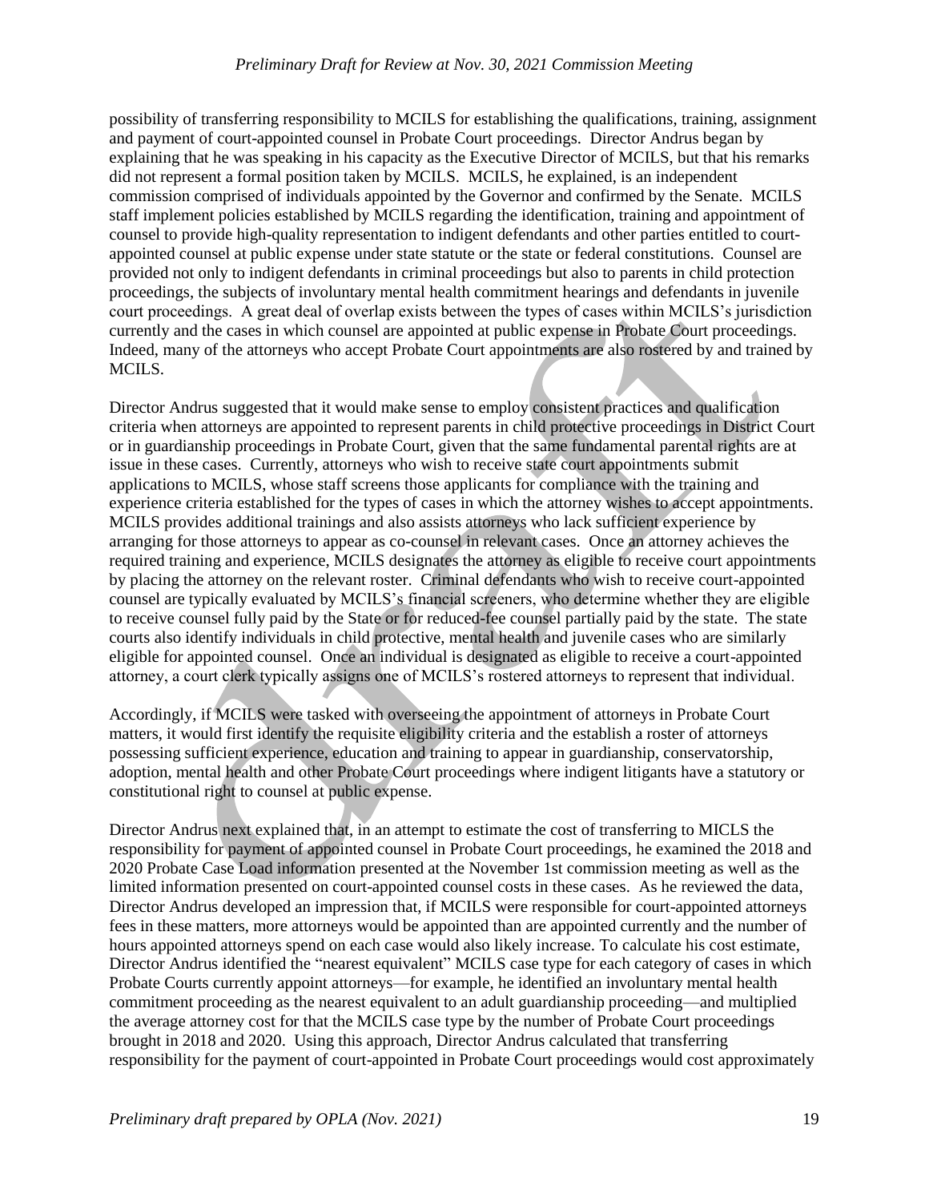possibility of transferring responsibility to MCILS for establishing the qualifications, training, assignment and payment of court-appointed counsel in Probate Court proceedings. Director Andrus began by explaining that he was speaking in his capacity as the Executive Director of MCILS, but that his remarks did not represent a formal position taken by MCILS. MCILS, he explained, is an independent commission comprised of individuals appointed by the Governor and confirmed by the Senate. MCILS staff implement policies established by MCILS regarding the identification, training and appointment of counsel to provide high-quality representation to indigent defendants and other parties entitled to court-appointed counsel at public expense under state statute or the state or federal constitutions. Counsel are provided not only to indigent defendants in criminal proceedings but also to parents in child protection proceedings, the subjects of involuntary mental health commitment hearings and defendants in juvenile court proceedings. A great deal of overlap exists between the types of cases within MCILS's jurisdiction currently and the cases in which counsel are appointed at public expense in Probate Court proceedings. Indeed, many of the attorneys who accept Probate Court appointments are also rostered by and trained by MCILS.

Director Andrus suggested that it would make sense to employ consistent practices and qualification criteria when attorneys are appointed to represent parents in child protective proceedings in District Court or in guardianship proceedings in Probate Court, given that the same fundamental parental rights are at issue in these cases. Currently, attorneys who wish to receive state court appointments submit applications to MCILS, whose staff screens those applicants for compliance with the training and experience criteria established for the types of cases in which the attorney wishes to accept appointments. MCILS provides additional trainings and also assists attorneys who lack sufficient experience by arranging for those attorneys to appear as co-counsel in relevant cases. Once an attorney achieves the required training and experience, MCILS designates the attorney as eligible to receive court appointments by placing the attorney on the relevant roster. Criminal defendants who wish to receive court-appointed counsel are typically evaluated by MCILS's financial screeners, who determine whether they are eligible to receive counsel fully paid by the State or for reduced-fee counsel partially paid by the state. The state courts also identify individuals in child protective, mental health and juvenile cases who are similarly eligible for appointed counsel. Once an individual is designated as eligible to receive a court-appointed attorney, a court clerk typically assigns one of MCILS's rostered attorneys to represent that individual.

Accordingly, if MCILS were tasked with overseeing the appointment of attorneys in Probate Court matters, it would first identify the requisite eligibility criteria and the establish a roster of attorneys possessing sufficient experience, education and training to appear in guardianship, conservatorship, adoption, mental health and other Probate Court proceedings where indigent litigants have a statutory or constitutional right to counsel at public expense.

Director Andrus next explained that, in an attempt to estimate the cost of transferring to MICLS the responsibility for payment of appointed counsel in Probate Court proceedings, he examined the 2018 and 2020 Probate Case Load information presented at the November 1st commission meeting as well as the limited information presented on court-appointed counsel costs in these cases. As he reviewed the data, Director Andrus developed an impression that, if MCILS were responsible for court-appointed attorneys fees in these matters, more attorneys would be appointed than are appointed currently and the number of hours appointed attorneys spend on each case would also likely increase. To calculate his cost estimate, Director Andrus identified the "nearest equivalent" MCILS case type for each category of cases in which Probate Courts currently appoint attorneys—for example, he identified an involuntary mental health commitment proceeding as the nearest equivalent to an adult guardianship proceeding—and multiplied the average attorney cost for that the MCILS case type by the number of Probate Court proceedings brought in 2018 and 2020. Using this approach, Director Andrus calculated that transferring responsibility for the payment of court-appointed in Probate Court proceedings would cost approximately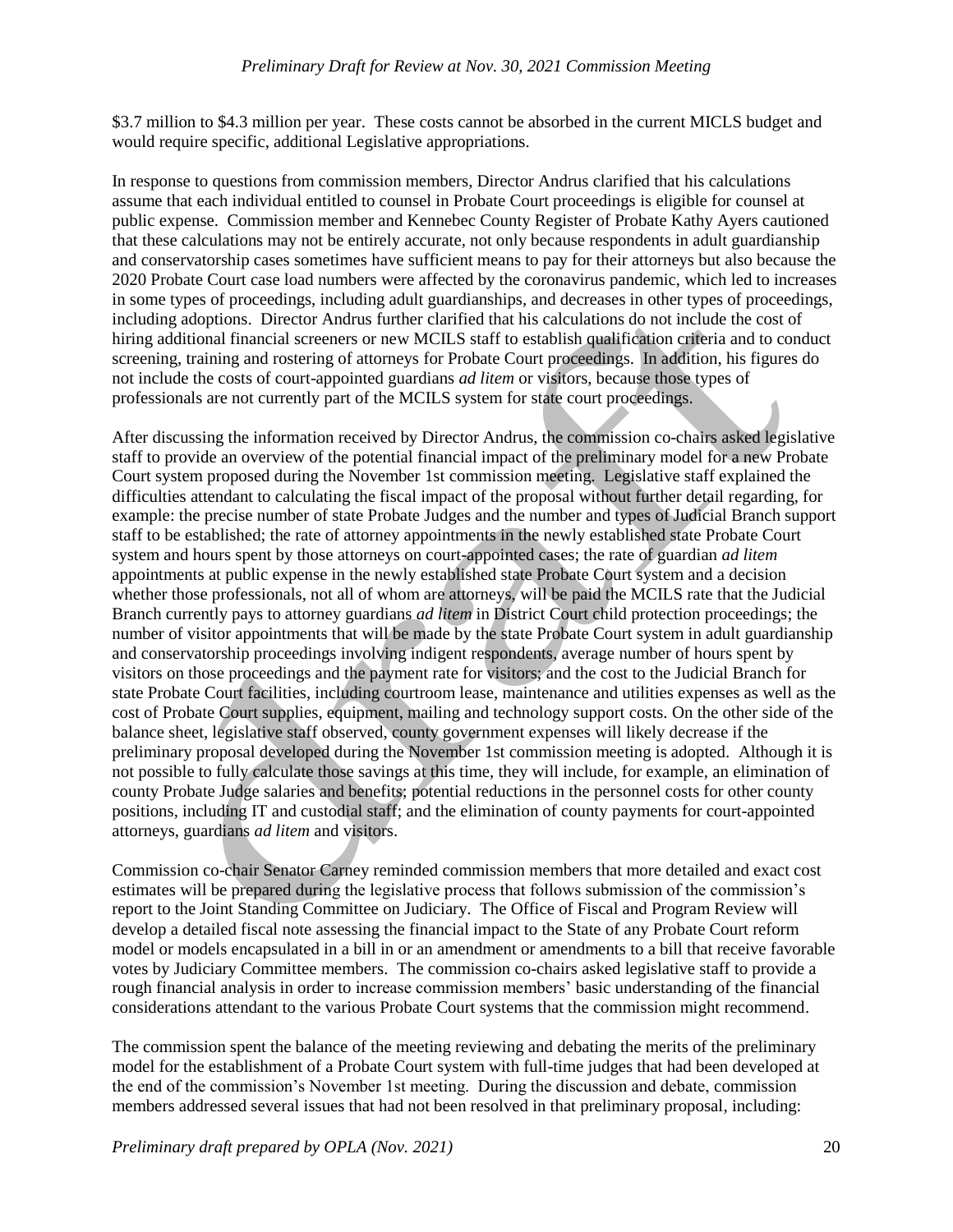$3.7 million to $4.3 million per year. These costs cannot be absorbed in the current MICLS budget and would require specific, additional Legislative appropriations.

In response to questions from commission members, Director Andrus clarified that his calculations assume that each individual entitled to counsel in Probate Court proceedings is eligible for counsel at public expense. Commission member and Kennebec County Register of Probate Kathy Ayers cautioned that these calculations may not be entirely accurate, not only because respondents in adult guardianship and conservatorship cases sometimes have sufficient means to pay for their attorneys but also because the 2020 Probate Court case load numbers were affected by the coronavirus pandemic, which led to increases in some types of proceedings, including adult guardianships, and decreases in other types of proceedings, including adoptions. Director Andrus further clarified that his calculations do not include the cost of hiring additional financial screeners or new MCILS staff to establish qualification criteria and to conduct screening, training and rostering of attorneys for Probate Court proceedings. In addition, his figures do not include the costs of court-appointed guardians *ad litem* or visitors, because those types of professionals are not currently part of the MCILS system for state court proceedings.

After discussing the information received by Director Andrus, the commission co-chairs asked legislative staff to provide an overview of the potential financial impact of the preliminary model for a new Probate Court system proposed during the November 1st commission meeting. Legislative staff explained the difficulties attendant to calculating the fiscal impact of the proposal without further detail regarding, for example: the precise number of state Probate Judges and the number and types of Judicial Branch support staff to be established; the rate of attorney appointments in the newly established state Probate Court system and hours spent by those attorneys on court-appointed cases; the rate of guardian *ad litem* appointments at public expense in the newly established state Probate Court system and a decision whether those professionals, not all of whom are attorneys, will be paid the MCILS rate that the Judicial Branch currently pays to attorney guardians *ad litem* in District Court child protection proceedings; the number of visitor appointments that will be made by the state Probate Court system in adult guardianship and conservatorship proceedings involving indigent respondents, average number of hours spent by visitors on those proceedings and the payment rate for visitors; and the cost to the Judicial Branch for state Probate Court facilities, including courtroom lease, maintenance and utilities expenses as well as the cost of Probate Court supplies, equipment, mailing and technology support costs. On the other side of the balance sheet, legislative staff observed, county government expenses will likely decrease if the preliminary proposal developed during the November 1st commission meeting is adopted. Although it is not possible to fully calculate those savings at this time, they will include, for example, an elimination of county Probate Judge salaries and benefits; potential reductions in the personnel costs for other county positions, including IT and custodial staff; and the elimination of county payments for court-appointed attorneys, guardians *ad litem* and visitors.

Commission co-chair Senator Carney reminded commission members that more detailed and exact cost estimates will be prepared during the legislative process that follows submission of the commission's report to the Joint Standing Committee on Judiciary. The Office of Fiscal and Program Review will develop a detailed fiscal note assessing the financial impact to the State of any Probate Court reform model or models encapsulated in a bill in or an amendment or amendments to a bill that receive favorable votes by Judiciary Committee members. The commission co-chairs asked legislative staff to provide a rough financial analysis in order to increase commission members' basic understanding of the financial considerations attendant to the various Probate Court systems that the commission might recommend.

The commission spent the balance of the meeting reviewing and debating the merits of the preliminary model for the establishment of a Probate Court system with full-time judges that had been developed at the end of the commission's November 1st meeting. During the discussion and debate, commission members addressed several issues that had not been resolved in that preliminary proposal, including: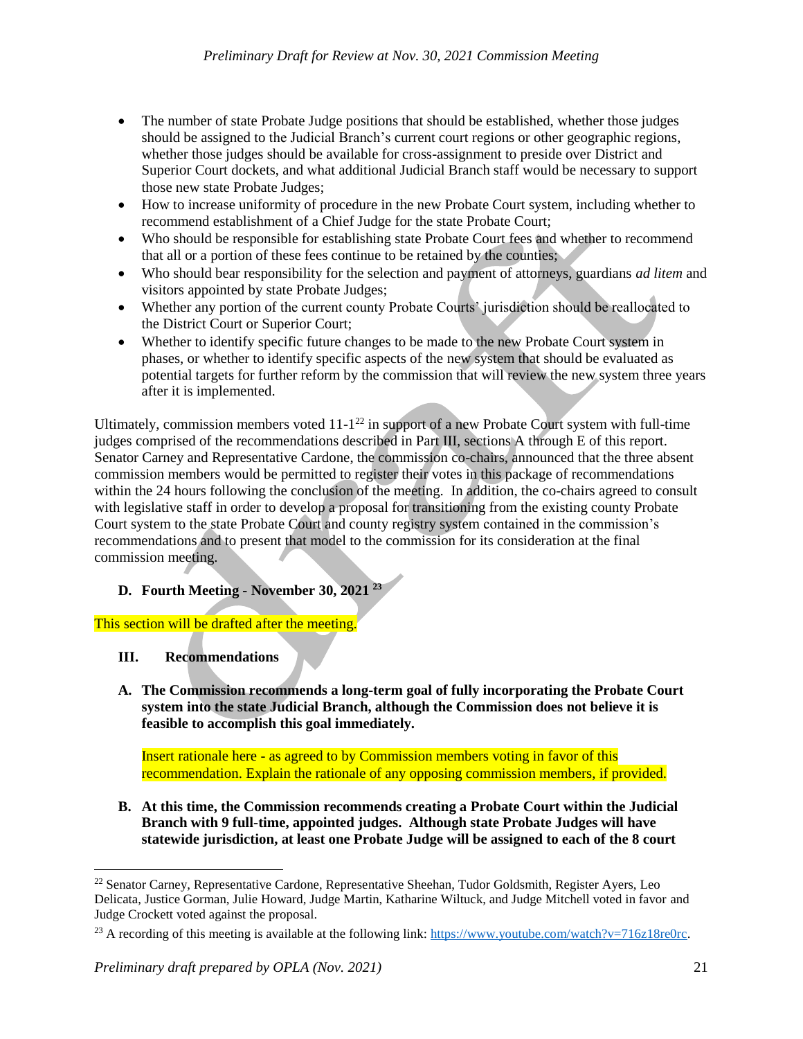- The number of state Probate Judge positions that should be established, whether those judges should be assigned to the Judicial Branch's current court regions or other geographic regions, whether those judges should be available for cross-assignment to preside over District and Superior Court dockets, and what additional Judicial Branch staff would be necessary to support those new state Probate Judges;
- How to increase uniformity of procedure in the new Probate Court system, including whether to recommend establishment of a Chief Judge for the state Probate Court;
- Who should be responsible for establishing state Probate Court fees and whether to recommend that all or a portion of these fees continue to be retained by the counties;
- Who should bear responsibility for the selection and payment of attorneys, guardians *ad litem* and visitors appointed by state Probate Judges;
- Whether any portion of the current county Probate Courts' jurisdiction should be reallocated to the District Court or Superior Court;
- Whether to identify specific future changes to be made to the new Probate Court system in phases, or whether to identify specific aspects of the new system that should be evaluated as potential targets for further reform by the commission that will review the new system three years after it is implemented.

Ultimately, commission members voted 11-1[22] in support of a new Probate Court system with full-time judges comprised of the recommendations described in Part III, sections A through E of this report. Senator Carney and Representative Cardone, the commission co-chairs, announced that the three absent commission members would be permitted to register their votes in this package of recommendations within the 24 hours following the conclusion of the meeting. In addition, the co-chairs agreed to consult with legislative staff in order to develop a proposal for transitioning from the existing county Probate Court system to the state Probate Court and county registry system contained in the commission's recommendations and to present that model to the commission for its consideration at the final commission meeting.

**D. Fourth Meeting - November 30, 2021** [23]

This section will be drafted after the meeting.

## III. Recommendations

**A. The Commission recommends a long-term goal of fully incorporating the Probate Court system into the state Judicial Branch, although the Commission does not believe it is feasible to accomplish this goal immediately.**

Insert rationale here - as agreed to by Commission members voting in favor of this recommendation. Explain the rationale of any opposing commission members, if provided.

**B. At this time, the Commission recommends creating a Probate Court within the Judicial Branch with 9 full-time, appointed judges. Although state Probate Judges will have statewide jurisdiction, at least one Probate Judge will be assigned to each of the 8 court**

---

[22] Senator Carney, Representative Cardone, Representative Sheehan, Tudor Goldsmith, Register Ayers, Leo Delicata, Justice Gorman, Julie Howard, Judge Martin, Katharine Wiltuck, and Judge Mitchell voted in favor and Judge Crockett voted against the proposal.

[23] A recording of this meeting is available at the following link: https://www.youtube.com/watch?v=716z18re0rc.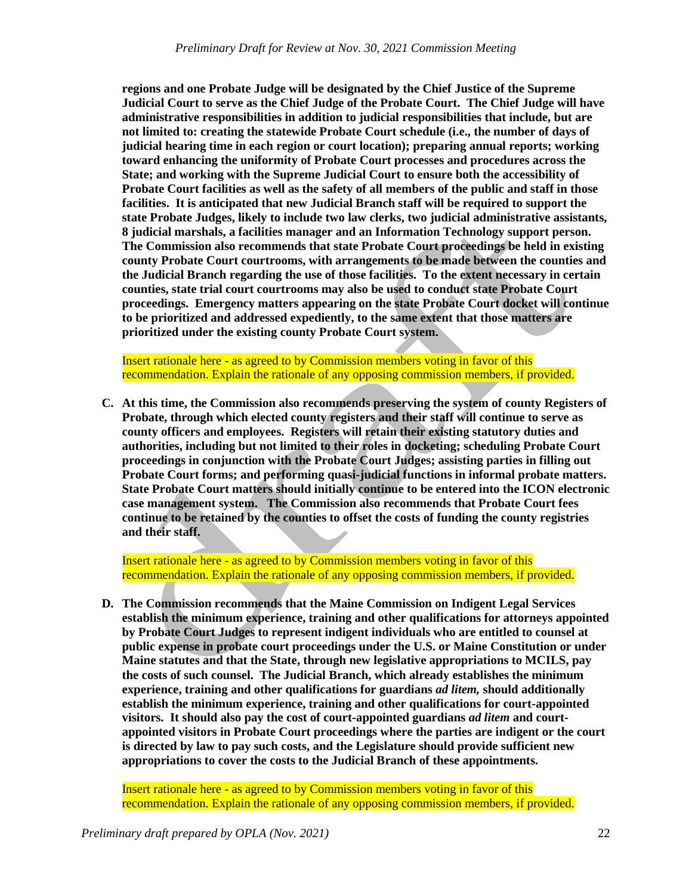**regions and one Probate Judge will be designated by the Chief Justice of the Supreme Judicial Court to serve as the Chief Judge of the Probate Court. The Chief Judge will have administrative responsibilities in addition to judicial responsibilities that include, but are not limited to: creating the statewide Probate Court schedule (i.e., the number of days of judicial hearing time in each region or court location); preparing annual reports; working toward enhancing the uniformity of Probate Court processes and procedures across the State; and working with the Supreme Judicial Court to ensure both the accessibility of Probate Court facilities as well as the safety of all members of the public and staff in those facilities. It is anticipated that new Judicial Branch staff will be required to support the state Probate Judges, likely to include two law clerks, two judicial administrative assistants, 8 judicial marshals, a facilities manager and an Information Technology support person. The Commission also recommends that state Probate Court proceedings be held in existing county Probate Court courtrooms, with arrangements to be made between the counties and the Judicial Branch regarding the use of those facilities. To the extent necessary in certain counties, state trial court courtrooms may also be used to conduct state Probate Court proceedings. Emergency matters appearing on the state Probate Court docket will continue to be prioritized and addressed expediently, to the same extent that those matters are prioritized under the existing county Probate Court system.**

Insert rationale here - as agreed to by Commission members voting in favor of this recommendation. Explain the rationale of any opposing commission members, if provided.

**C. At this time, the Commission also recommends preserving the system of county Registers of Probate, through which elected county registers and their staff will continue to serve as county officers and employees. Registers will retain their existing statutory duties and authorities, including but not limited to their roles in docketing; scheduling Probate Court proceedings in conjunction with the Probate Court Judges; assisting parties in filling out Probate Court forms; and performing quasi-judicial functions in informal probate matters. State Probate Court matters should initially continue to be entered into the ICON electronic case management system. The Commission also recommends that Probate Court fees continue to be retained by the counties to offset the costs of funding the county registries and their staff.**

Insert rationale here - as agreed to by Commission members voting in favor of this recommendation. Explain the rationale of any opposing commission members, if provided.

**D. The Commission recommends that the Maine Commission on Indigent Legal Services establish the minimum experience, training and other qualifications for attorneys appointed by Probate Court Judges to represent indigent individuals who are entitled to counsel at public expense in probate court proceedings under the U.S. or Maine Constitution or under Maine statutes and that the State, through new legislative appropriations to MCILS, pay the costs of such counsel. The Judicial Branch, which already establishes the minimum experience, training and other qualifications for guardians *ad litem,* should additionally establish the minimum experience, training and other qualifications for court-appointed visitors. It should also pay the cost of court-appointed guardians *ad litem* and court-appointed visitors in Probate Court proceedings where the parties are indigent or the court is directed by law to pay such costs, and the Legislature should provide sufficient new appropriations to cover the costs to the Judicial Branch of these appointments.**

Insert rationale here - as agreed to by Commission members voting in favor of this recommendation. Explain the rationale of any opposing commission members, if provided.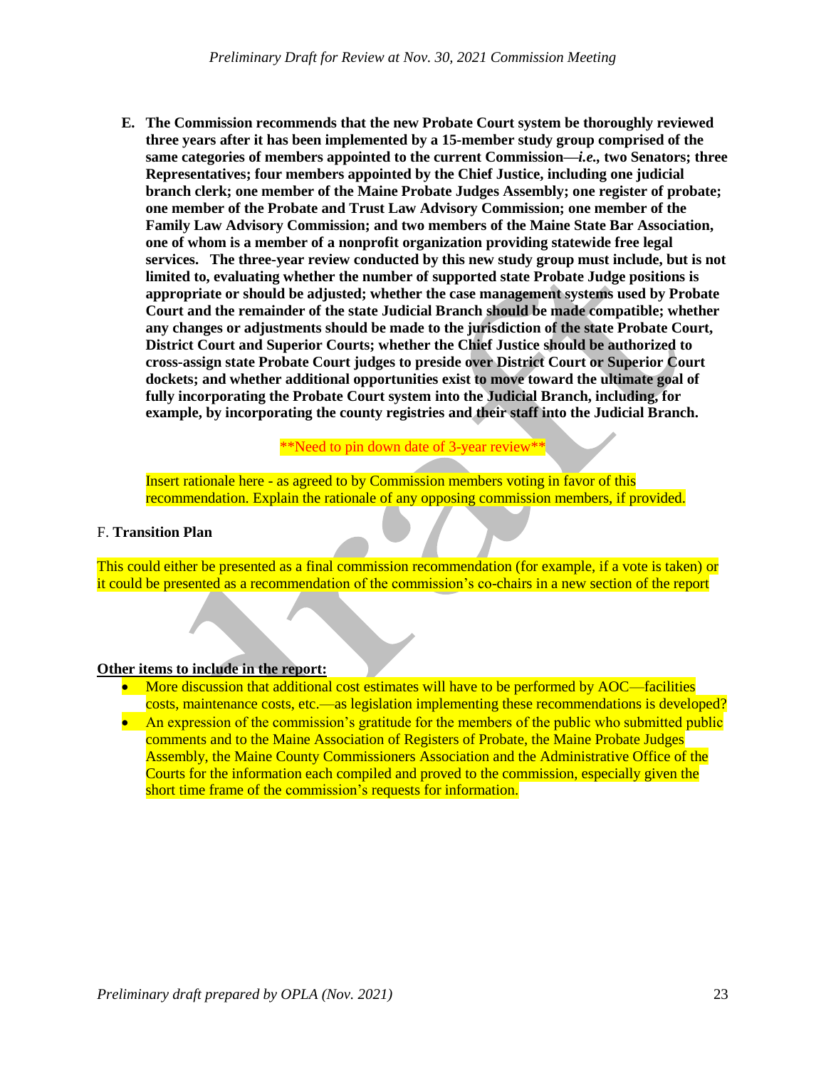**E. The Commission recommends that the new Probate Court system be thoroughly reviewed three years after it has been implemented by a 15-member study group comprised of the same categories of members appointed to the current Commission—*i.e.*, two Senators; three Representatives; four members appointed by the Chief Justice, including one judicial branch clerk; one member of the Maine Probate Judges Assembly; one register of probate; one member of the Probate and Trust Law Advisory Commission; one member of the Family Law Advisory Commission; and two members of the Maine State Bar Association, one of whom is a member of a nonprofit organization providing statewide free legal services. The three-year review conducted by this new study group must include, but is not limited to, evaluating whether the number of supported state Probate Judge positions is appropriate or should be adjusted; whether the case management systems used by Probate Court and the remainder of the state Judicial Branch should be made compatible; whether any changes or adjustments should be made to the jurisdiction of the state Probate Court, District Court and Superior Courts; whether the Chief Justice should be authorized to cross-assign state Probate Court judges to preside over District Court or Superior Court dockets; and whether additional opportunities exist to move toward the ultimate goal of fully incorporating the Probate Court system into the Judicial Branch, including, for example, by incorporating the county registries and their staff into the Judicial Branch.**

\*\*Need to pin down date of 3-year review\*\*

Insert rationale here - as agreed to by Commission members voting in favor of this recommendation. Explain the rationale of any opposing commission members, if provided.

F. **Transition Plan**

This could either be presented as a final commission recommendation (for example, if a vote is taken) or it could be presented as a recommendation of the commission's co-chairs in a new section of the report

**Other items to include in the report:**

- More discussion that additional cost estimates will have to be performed by AOC—facilities costs, maintenance costs, etc.—as legislation implementing these recommendations is developed?
- An expression of the commission's gratitude for the members of the public who submitted public comments and to the Maine Association of Registers of Probate, the Maine Probate Judges Assembly, the Maine County Commissioners Association and the Administrative Office of the Courts for the information each compiled and proved to the commission, especially given the short time frame of the commission's requests for information.